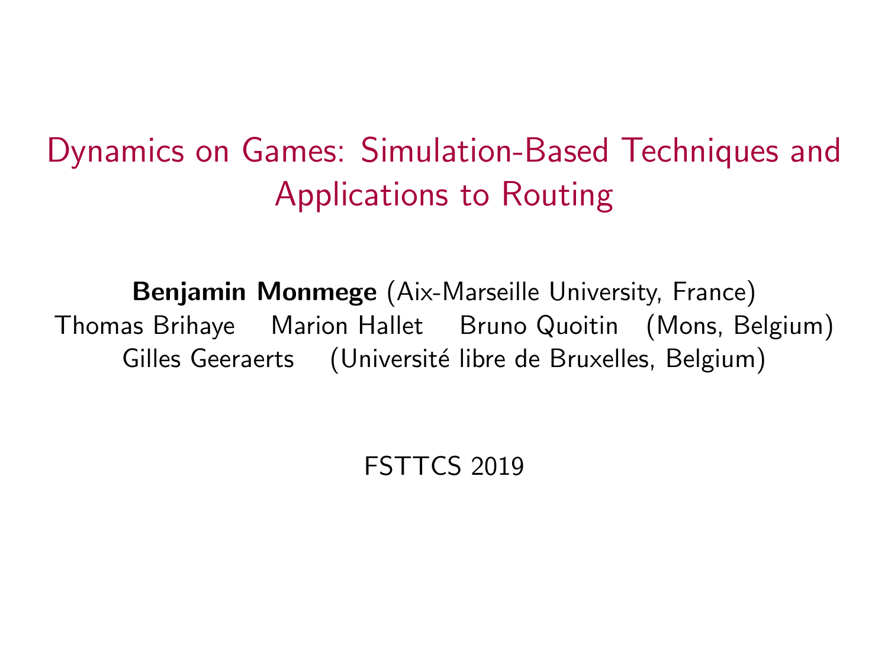# Dynamics on Games: Simulation-Based Techniques and Applications to Routing

**Benjamin Monmege** (Aix-Marseille University, France)
Thomas Brihaye Marion Hallet Bruno Quoitin (Mons, Belgium)
Gilles Geeraerts (Université libre de Bruxelles, Belgium)

FSTTCS 2019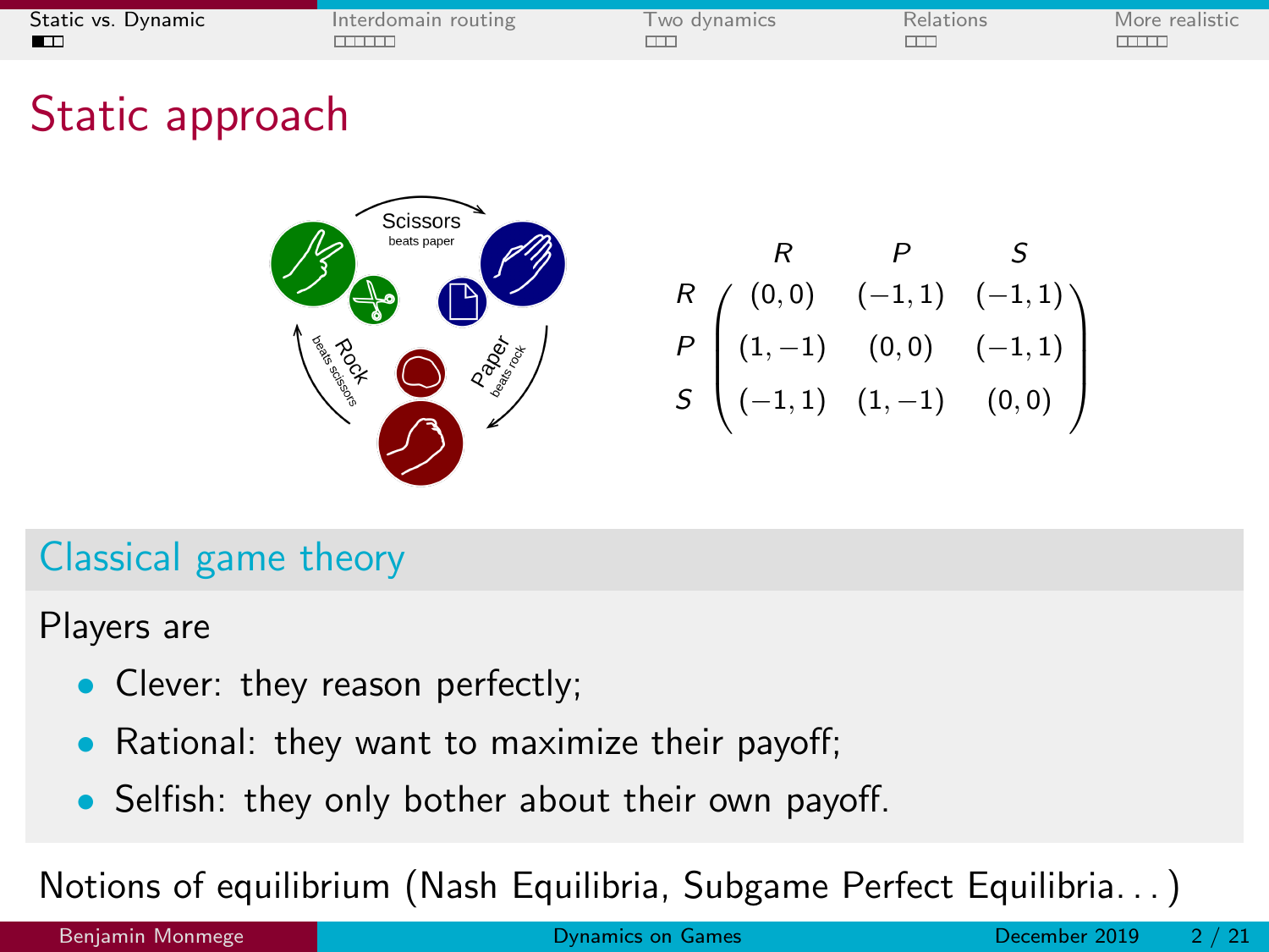# Static approach

Scissors beats paper

Rock beats scissors

Paper beats rock

$$
\begin{array}{c} \\ R \\ P \\ S \end{array}
\begin{array}{c}
\begin{array}{ccc} R & P & S \end{array} \\
\begin{pmatrix}
(0,0) & (-1,1) & (-1,1) \\
(1,-1) & (0,0) & (-1,1) \\
(-1,1) & (1,-1) & (0,0)
\end{pmatrix}
\end{array}
$$

## Classical game theory

Players are

- Clever: they reason perfectly;
- Rational: they want to maximize their payoff;
- Selfish: they only bother about their own payoff.

Notions of equilibrium (Nash Equilibria, Subgame Perfect Equilibria. . . )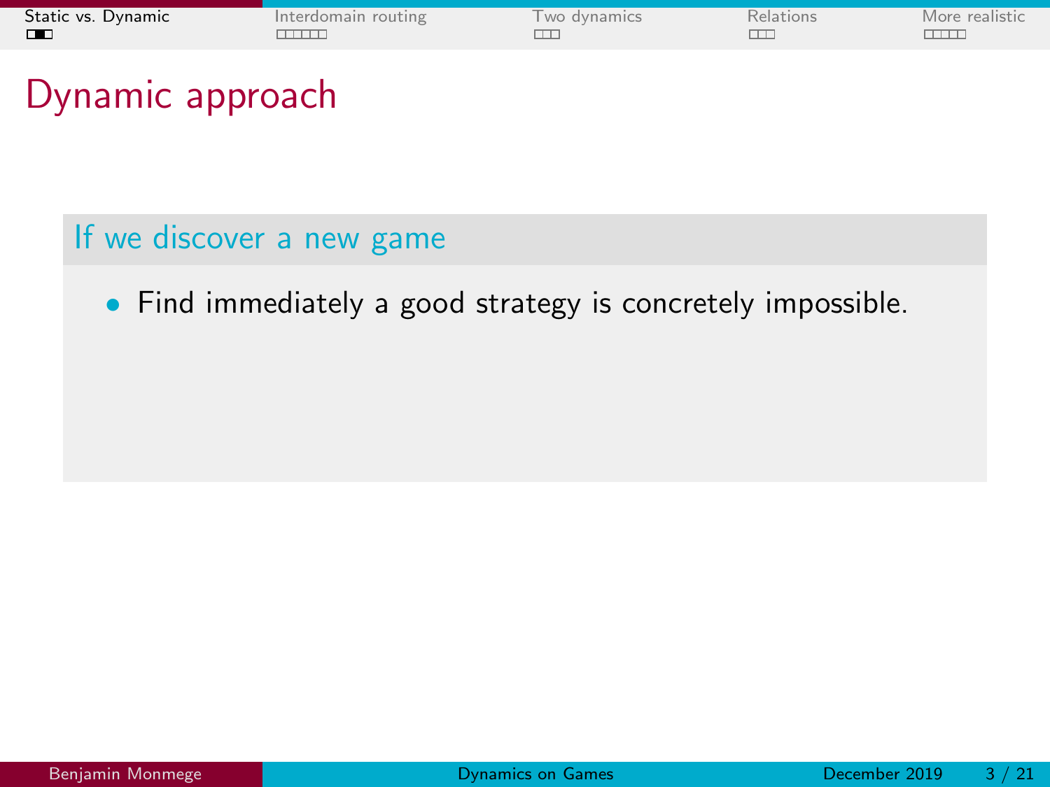# Dynamic approach

### If we discover a new game

- Find immediately a good strategy is concretely impossible.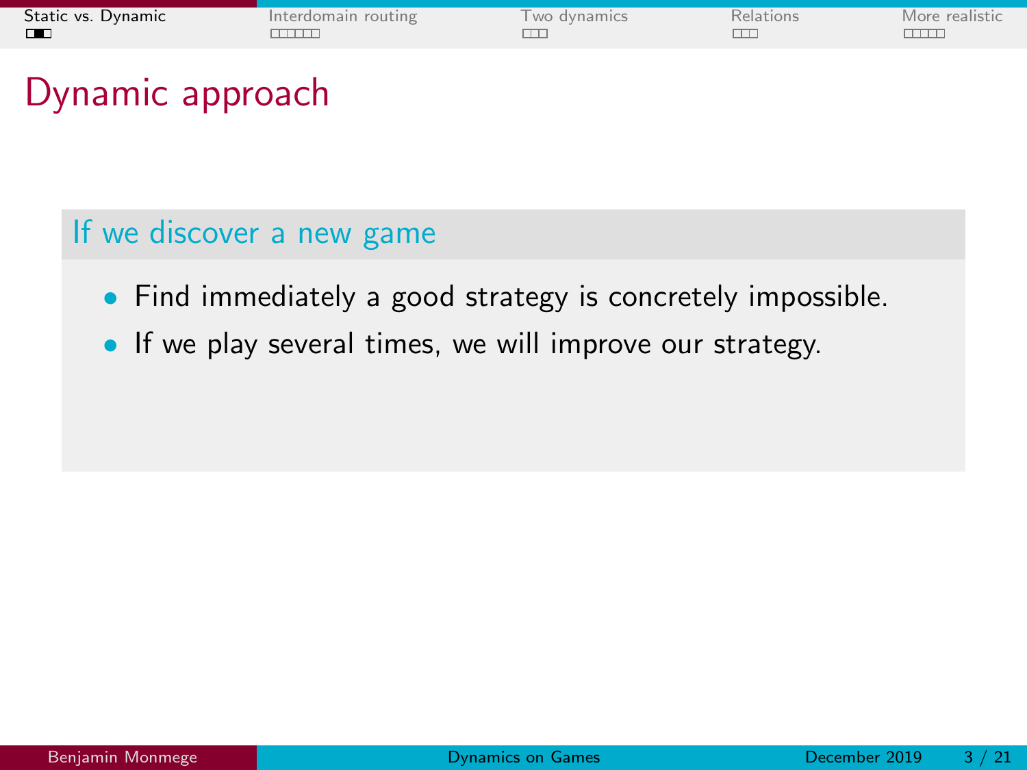# Dynamic approach

## If we discover a new game

- Find immediately a good strategy is concretely impossible.
- If we play several times, we will improve our strategy.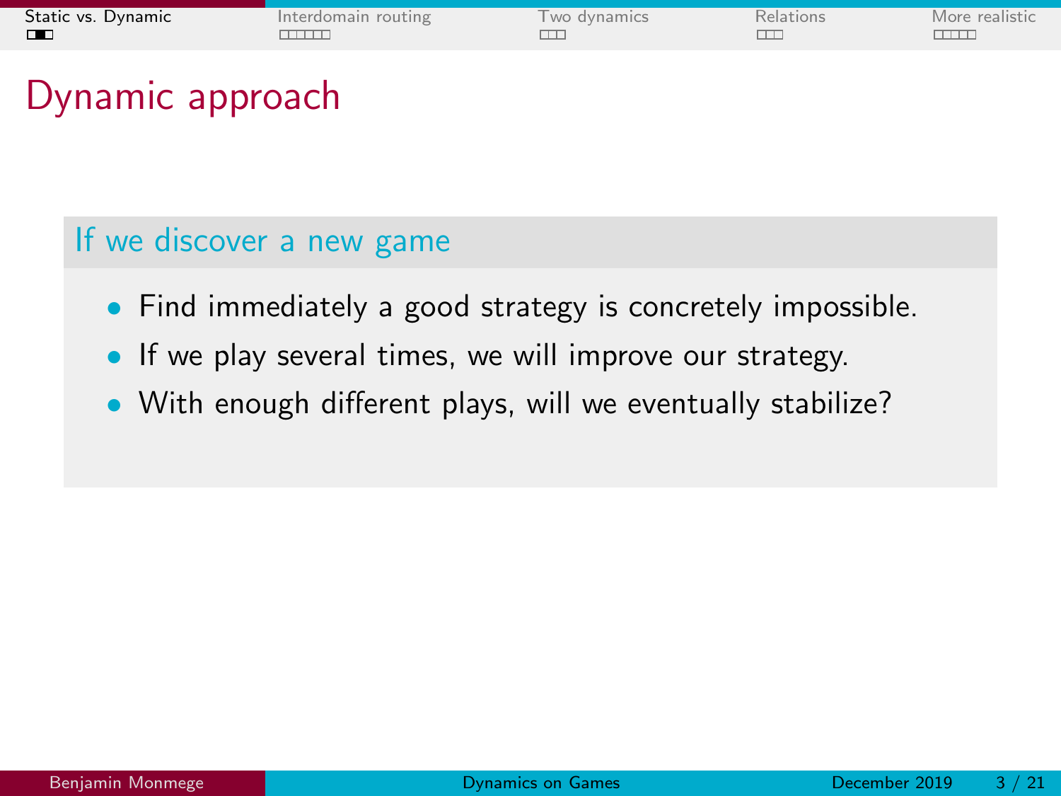# Dynamic approach

## If we discover a new game

- Find immediately a good strategy is concretely impossible.
- If we play several times, we will improve our strategy.
- With enough different plays, will we eventually stabilize?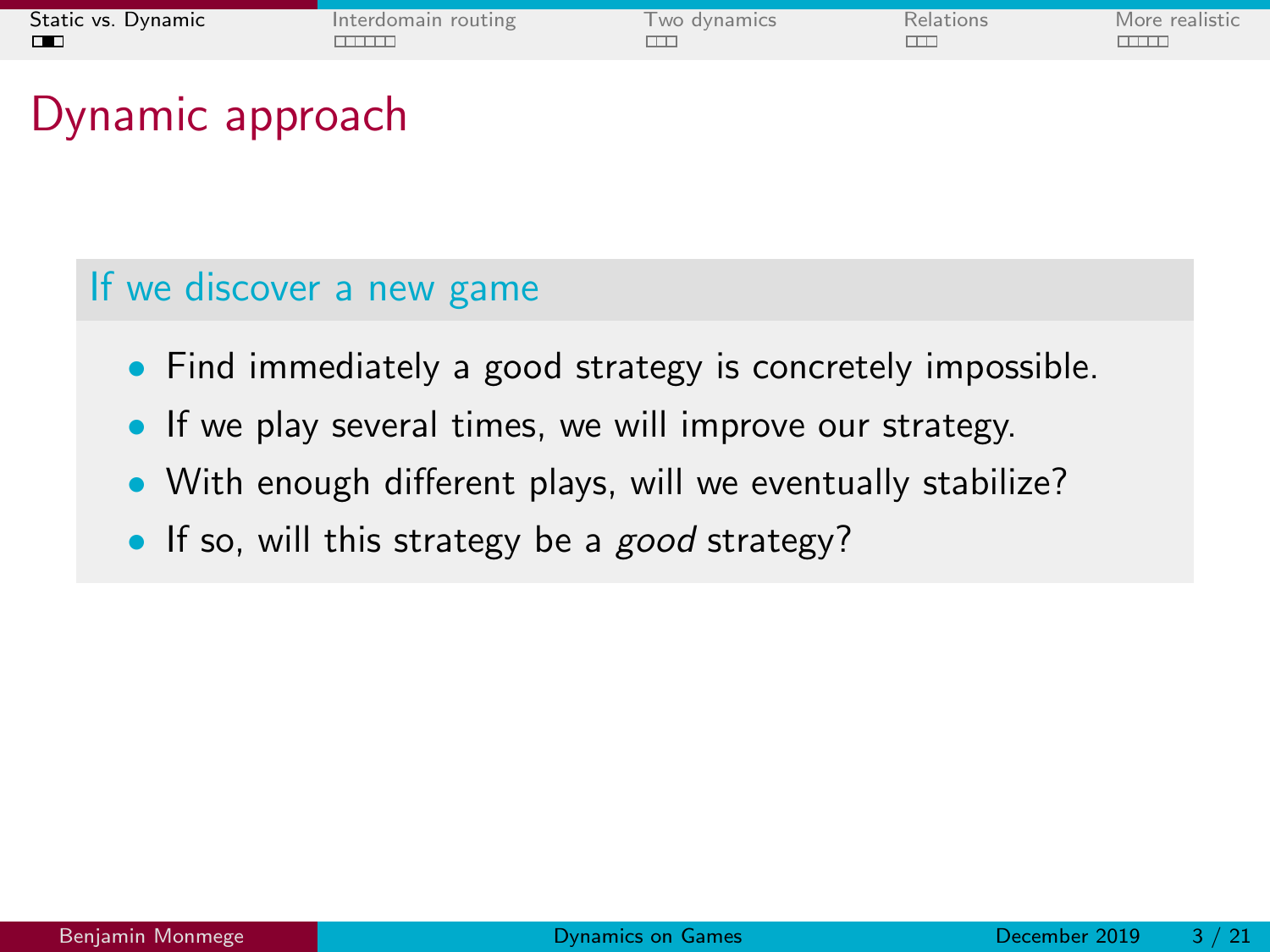# Dynamic approach

### If we discover a new game

- Find immediately a good strategy is concretely impossible.
- If we play several times, we will improve our strategy.
- With enough different plays, will we eventually stabilize?
- If so, will this strategy be a *good* strategy?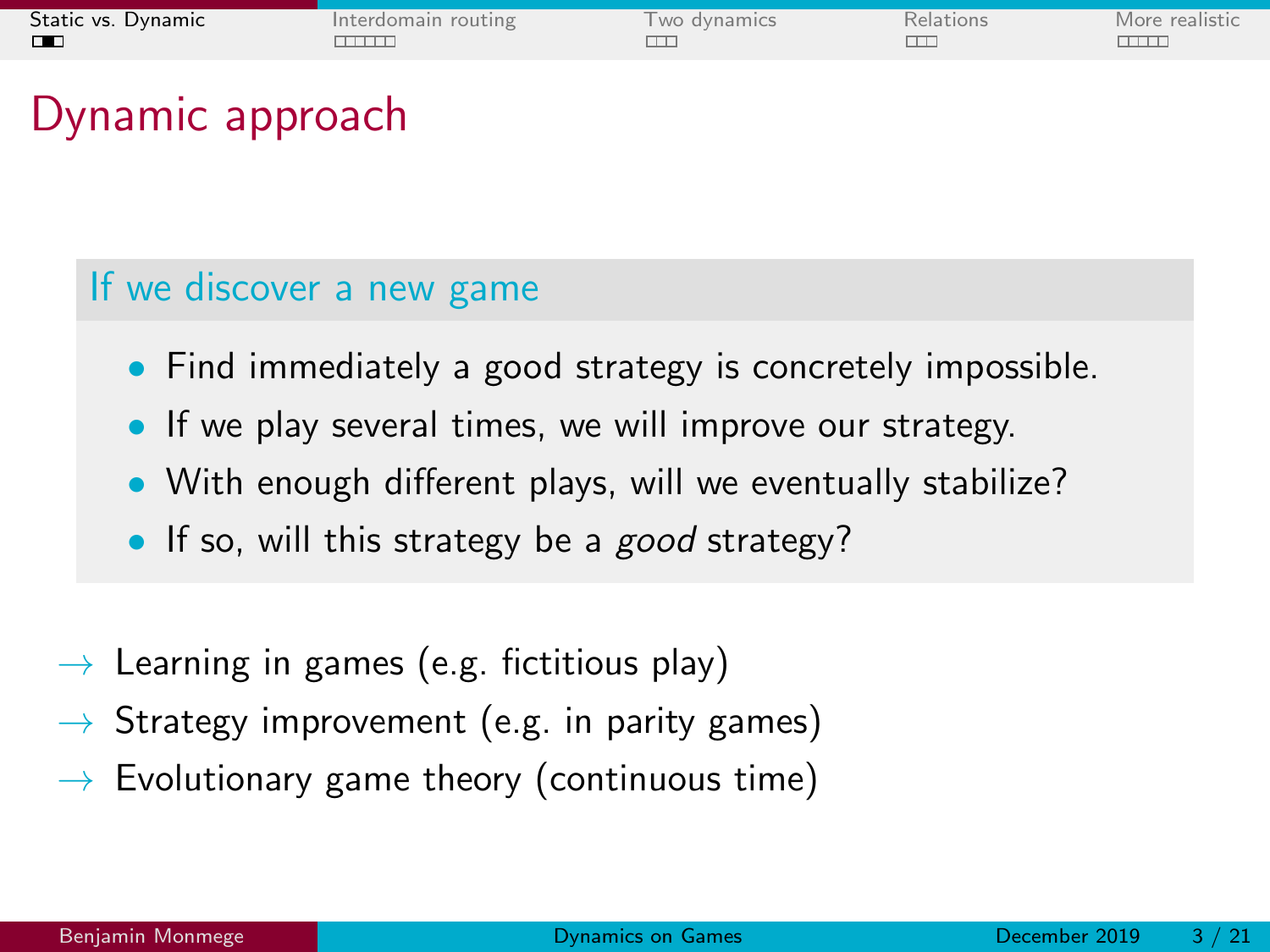# Dynamic approach

### If we discover a new game

- Find immediately a good strategy is concretely impossible.
- If we play several times, we will improve our strategy.
- With enough different plays, will we eventually stabilize?
- If so, will this strategy be a *good* strategy?

→ Learning in games (e.g. fictitious play)

→ Strategy improvement (e.g. in parity games)

→ Evolutionary game theory (continuous time)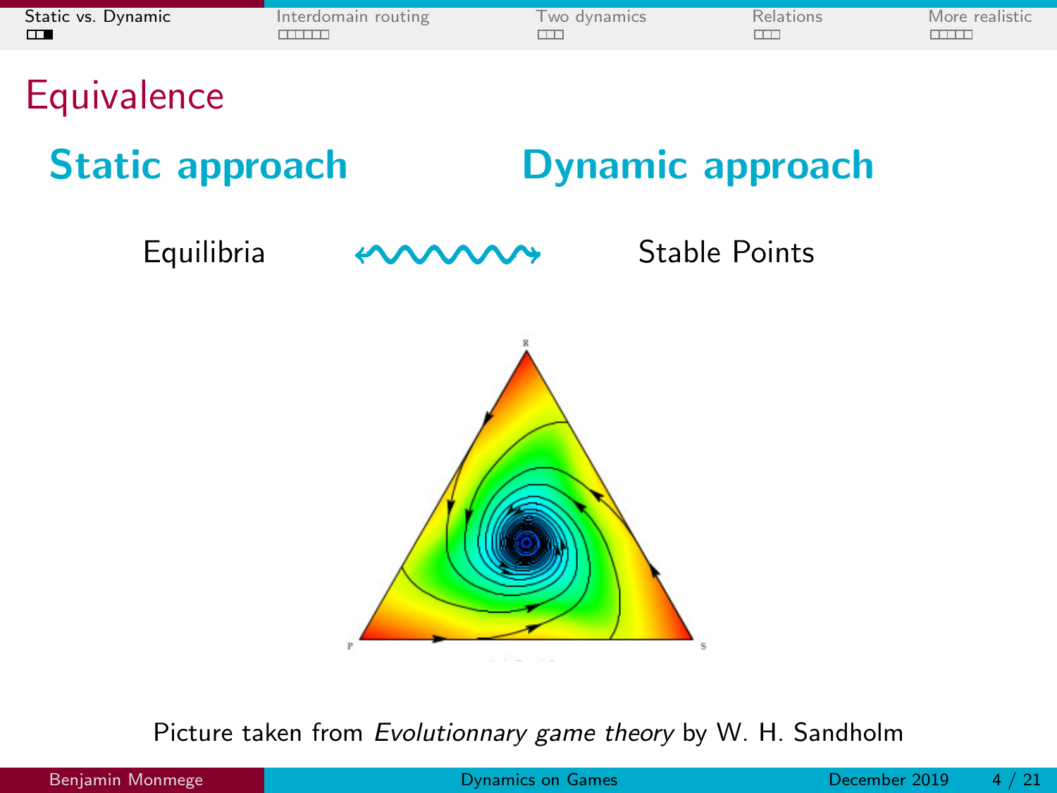# Equivalence

**Static approach** **Dynamic approach**

Equilibria ⟷ Stable Points

Picture taken from *Evolutionnary game theory* by W. H. Sandholm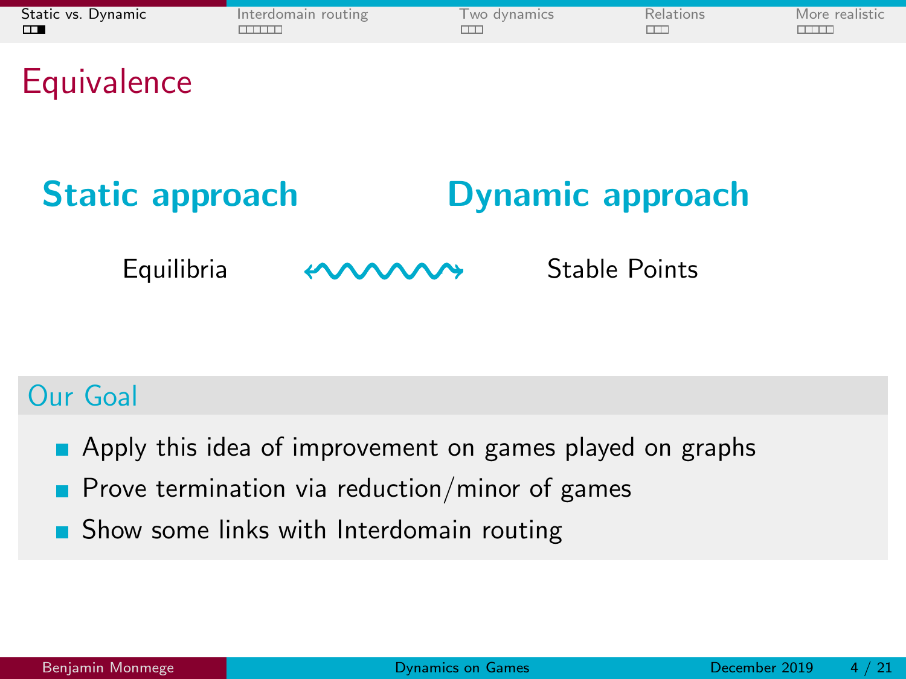# Equivalence

**Static approach** | **Dynamic approach**

Equilibria ⟷ Stable Points

## Our Goal

- Apply this idea of improvement on games played on graphs
- Prove termination via reduction/minor of games
- Show some links with Interdomain routing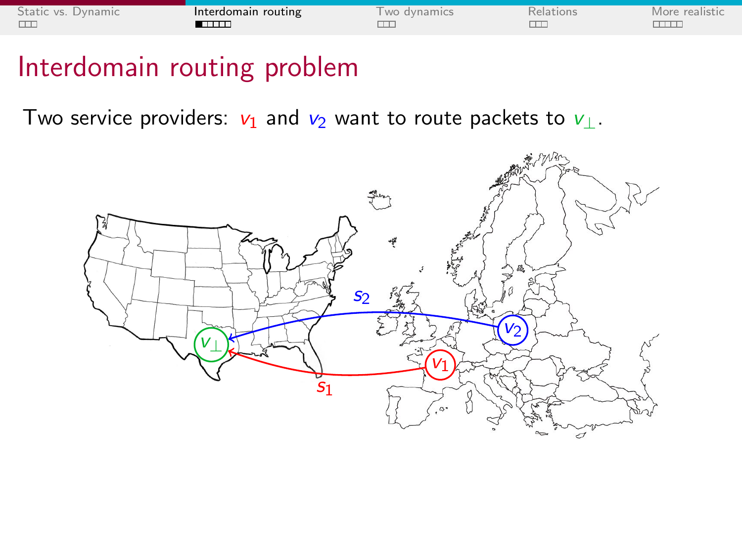# Interdomain routing problem

Two service providers: $v_1$ and $v_2$ want to route packets to $v_\perp$.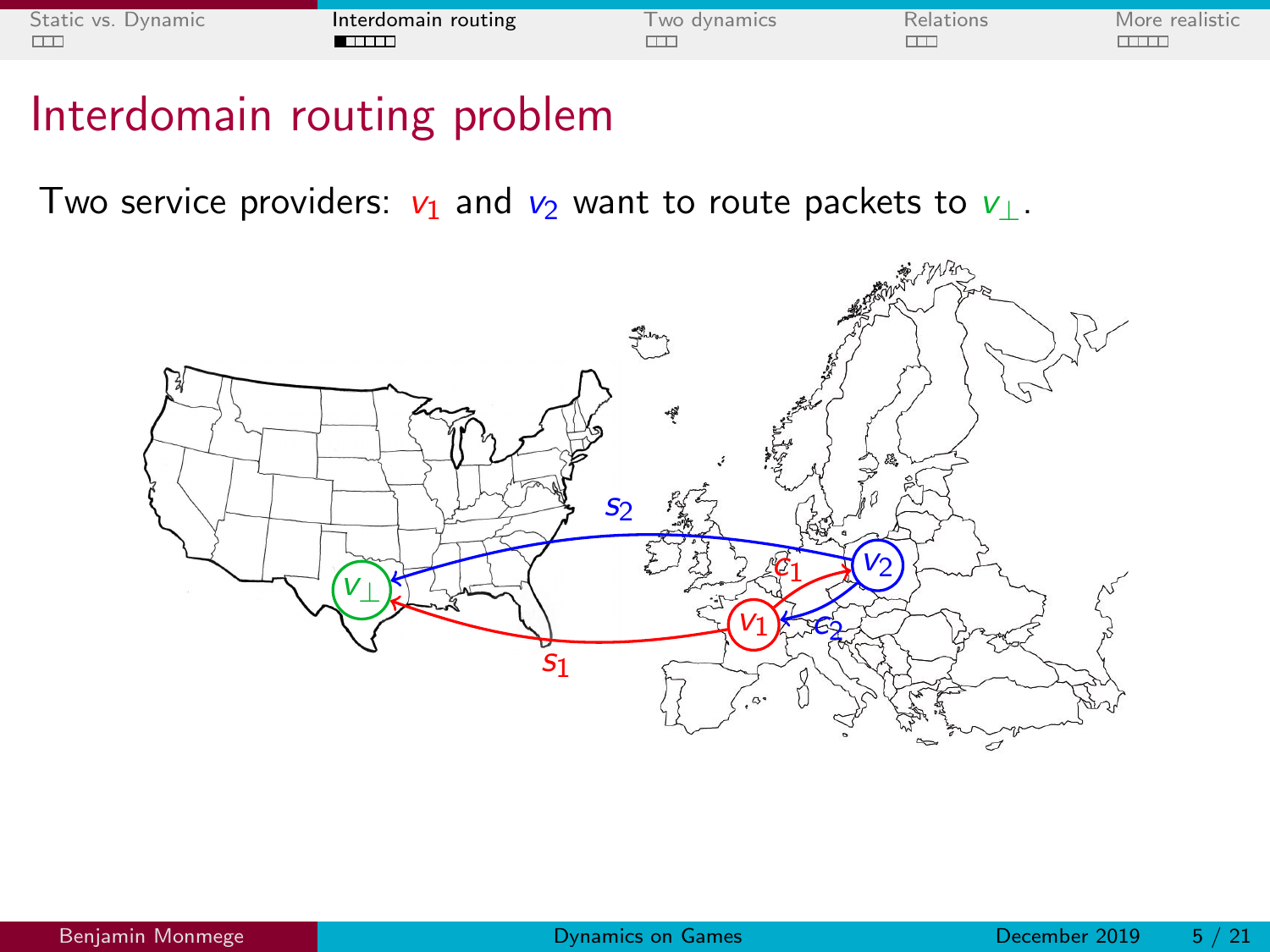# Interdomain routing problem

Two service providers: $v_1$ and $v_2$ want to route packets to $v_\perp$.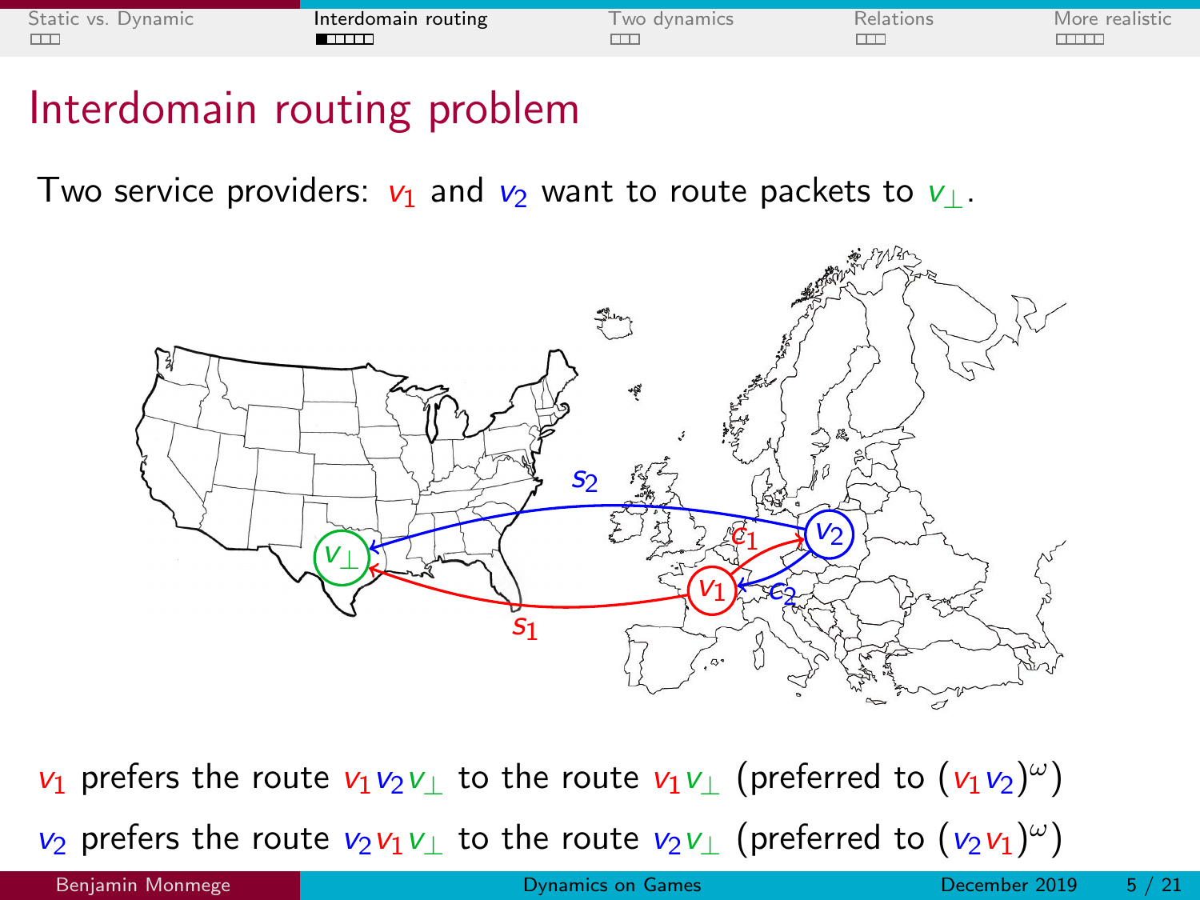# Interdomain routing problem

Two service providers: $v_1$ and $v_2$ want to route packets to $v_\perp$.

$v_1$ prefers the route $v_1 v_2 v_\perp$ to the route $v_1 v_\perp$ (preferred to $(v_1 v_2)^\omega$)

$v_2$ prefers the route $v_2 v_1 v_\perp$ to the route $v_2 v_\perp$ (preferred to $(v_2 v_1)^\omega$)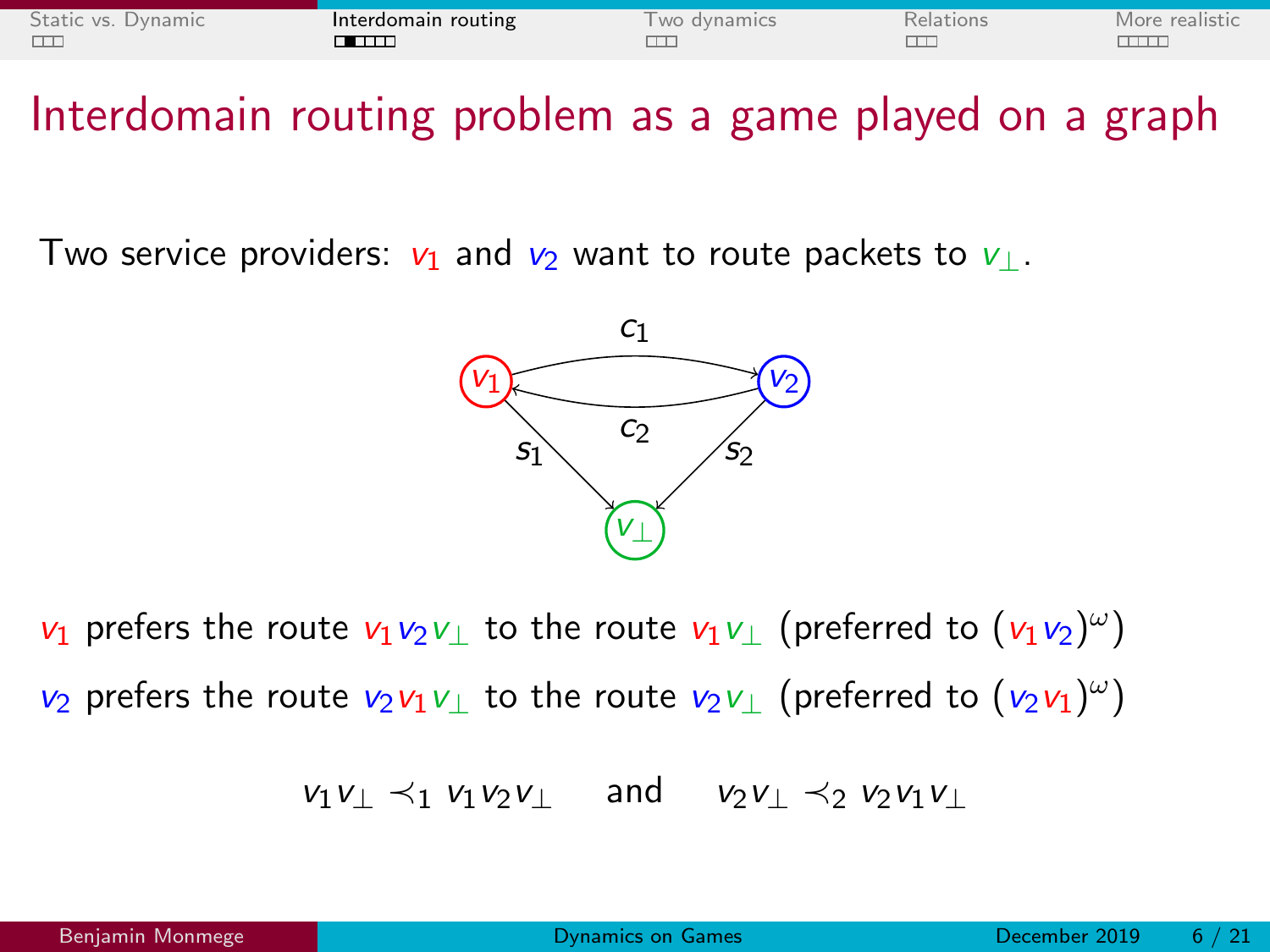# Interdomain routing problem as a game played on a graph

Two service providers: $v_1$ and $v_2$ want to route packets to $v_\perp$.

$v_1$ prefers the route $v_1 v_2 v_\perp$ to the route $v_1 v_\perp$ (preferred to $(v_1 v_2)^\omega$)

$v_2$ prefers the route $v_2 v_1 v_\perp$ to the route $v_2 v_\perp$ (preferred to $(v_2 v_1)^\omega$)

$$v_1 v_\perp \prec_1 v_1 v_2 v_\perp \quad \text{and} \quad v_2 v_\perp \prec_2 v_2 v_1 v_\perp$$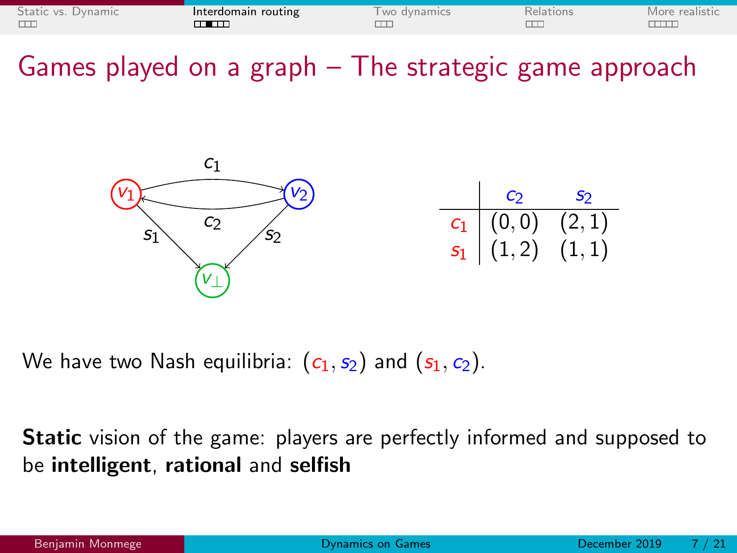# Games played on a graph – The strategic game approach

|  | $c_2$ | $s_2$ |
|---|---|---|
| $c_1$ | $(0,0)$ | $(2,1)$ |
| $s_1$ | $(1,2)$ | $(1,1)$ |

We have two Nash equilibria: $(c_1, s_2)$ and $(s_1, c_2)$.

**Static** vision of the game: players are perfectly informed and supposed to be **intelligent**, **rational** and **selfish**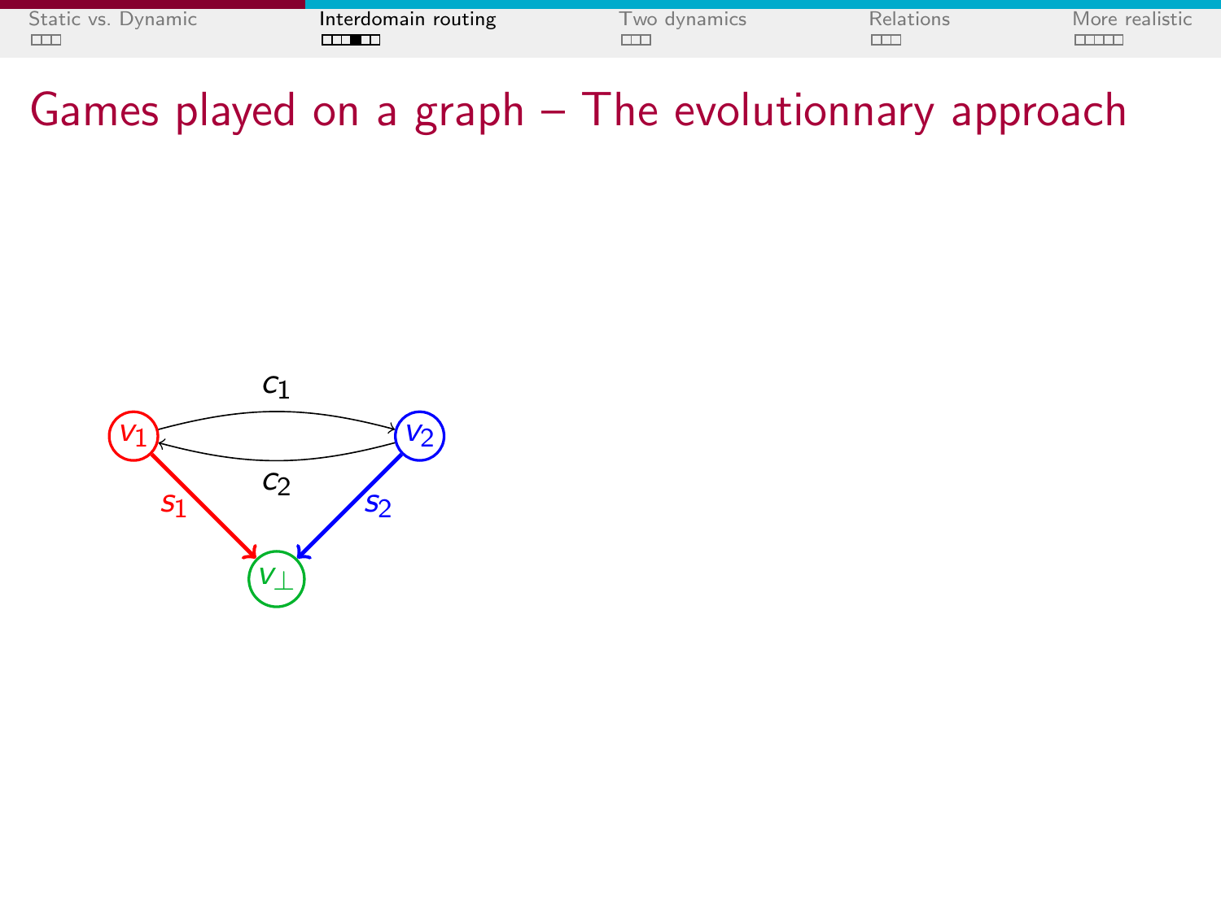# Games played on a graph – The evolutionnary approach

$c_1$

$v_1$ $v_2$

$c_2$

$s_1$ $s_2$

$v_\perp$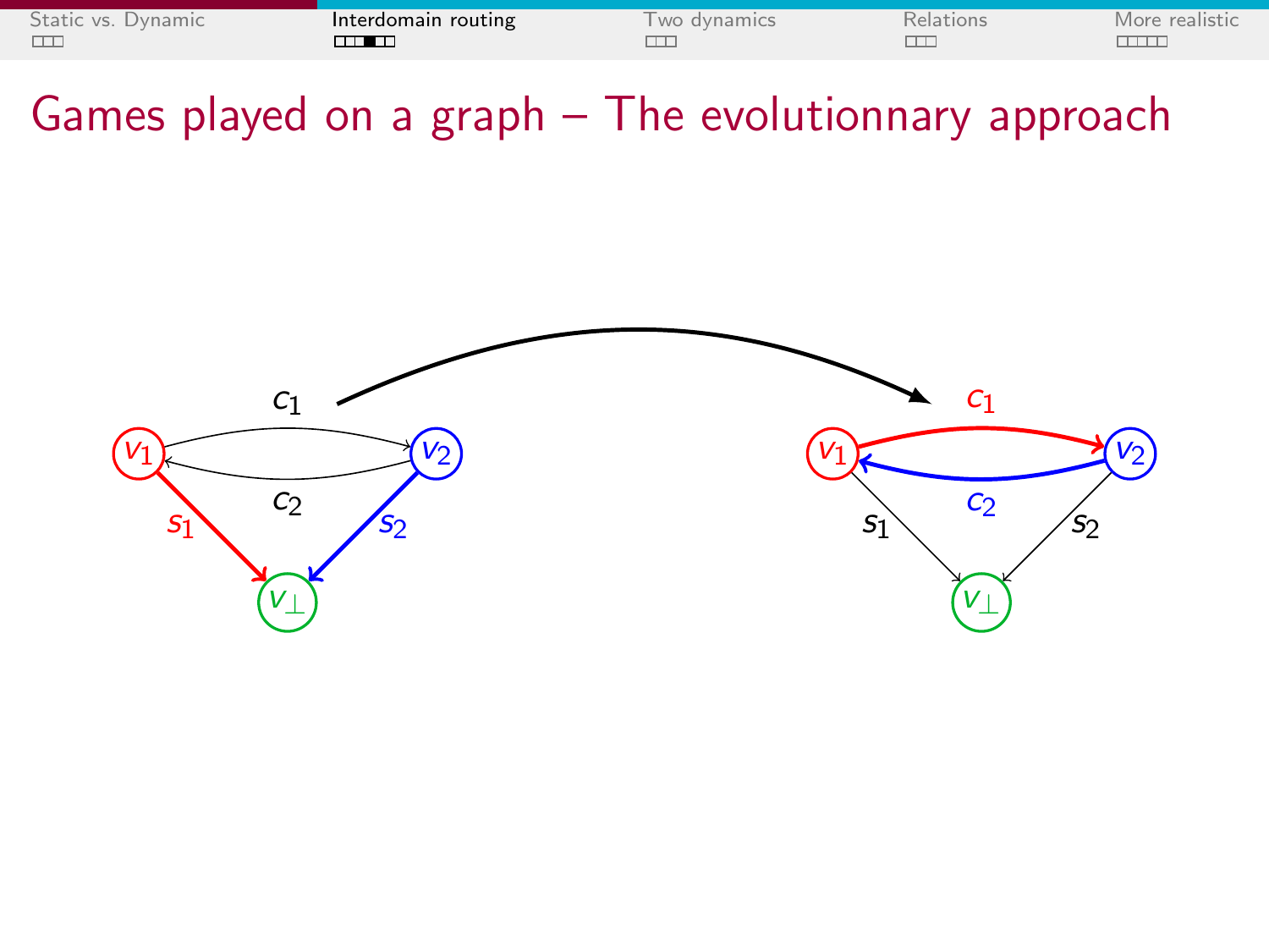# Games played on a graph – The evolutionnary approach

$c_1$

$v_1$ $v_2$

$c_2$

$s_1$ $s_2$

$v_\perp$

$c_1$

$v_1$ $v_2$

$c_2$

$s_1$ $s_2$

$v_\perp$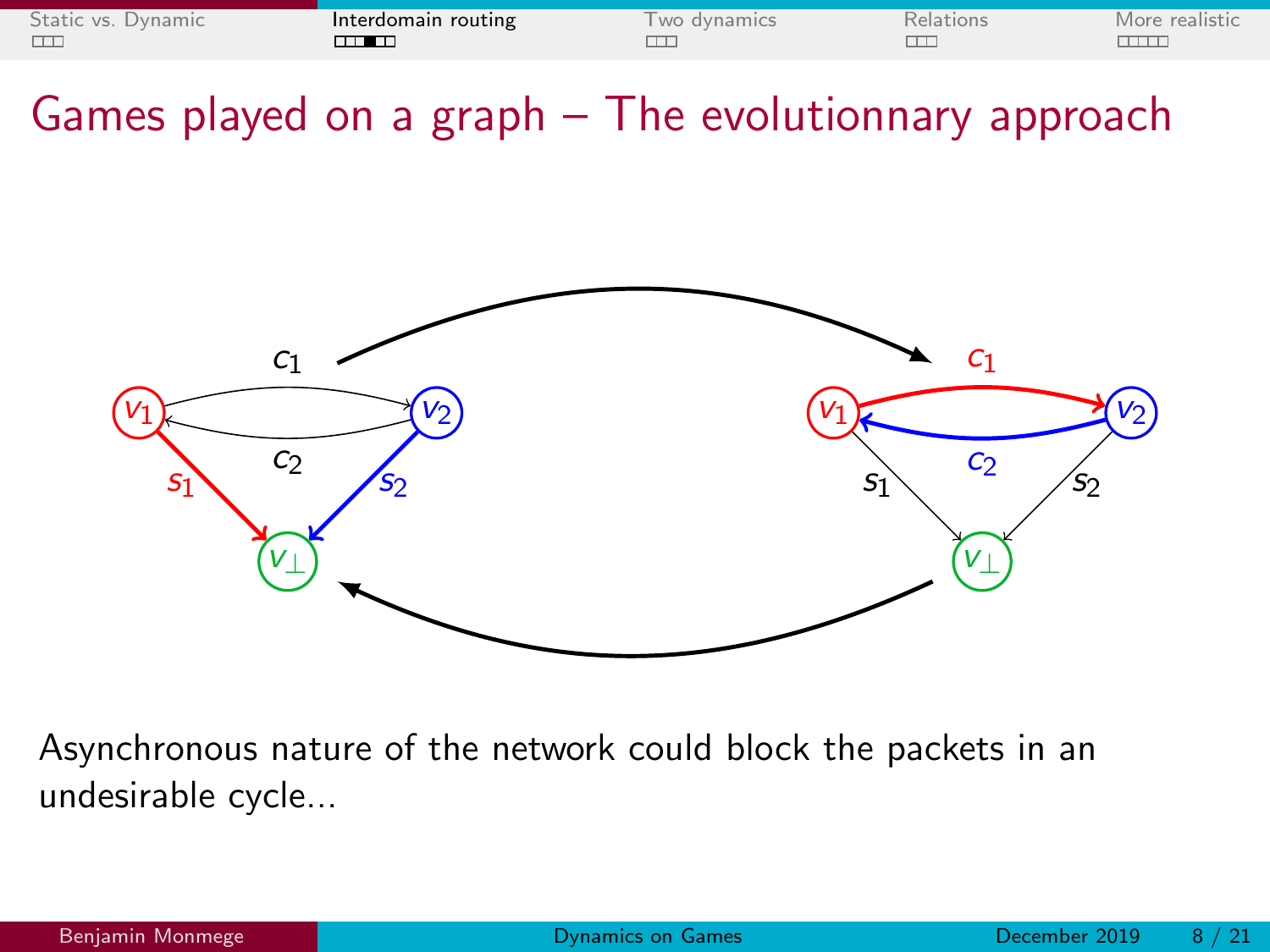# Games played on a graph – The evolutionnary approach

Asynchronous nature of the network could block the packets in an undesirable cycle...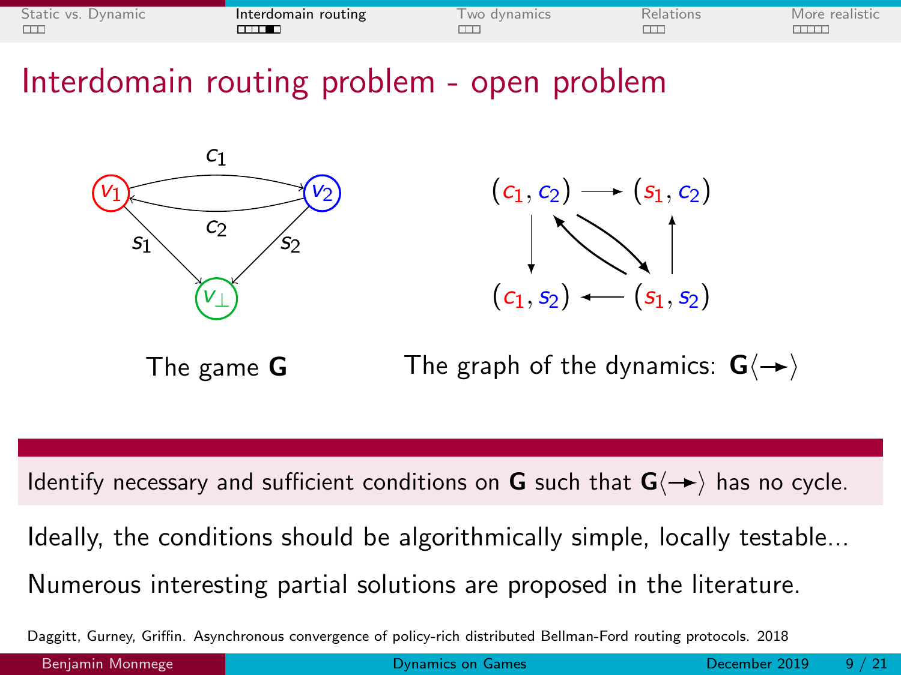# Interdomain routing problem - open problem

The game $\mathbf{G}$

The graph of the dynamics: $\mathbf{G}\langle \rightarrow \rangle$

Identify necessary and sufficient conditions on $\mathbf{G}$ such that $\mathbf{G}\langle \rightarrow \rangle$ has no cycle.

Ideally, the conditions should be algorithmically simple, locally testable...

Numerous interesting partial solutions are proposed in the literature.

Daggitt, Gurney, Griffin. Asynchronous convergence of policy-rich distributed Bellman-Ford routing protocols. 2018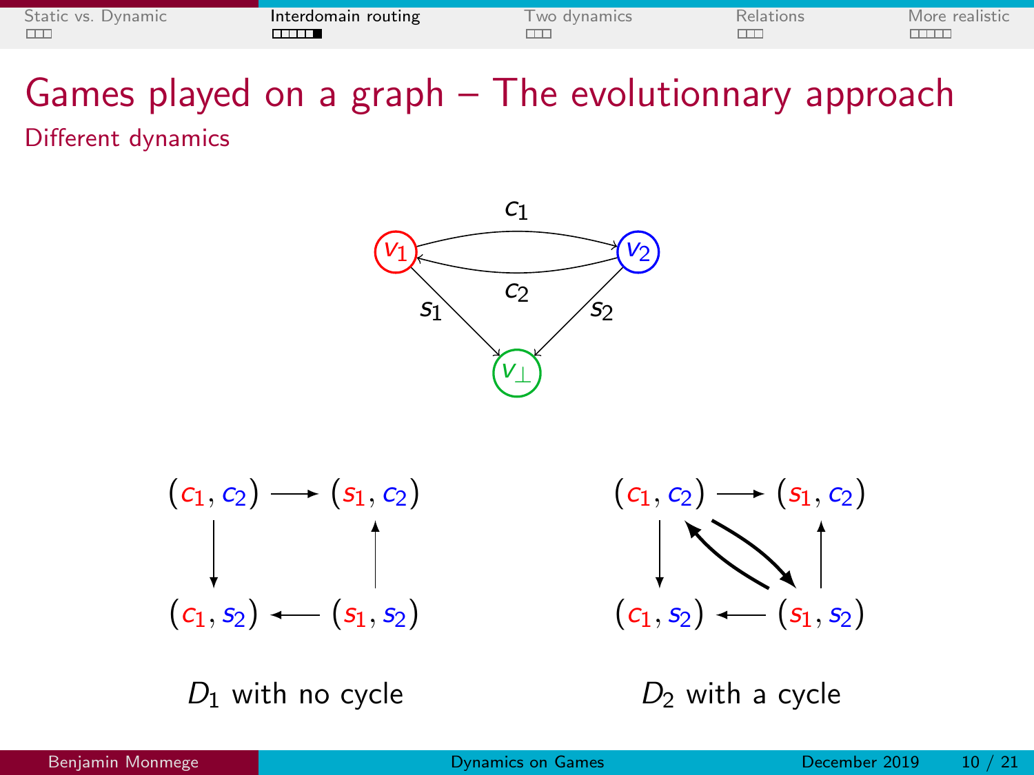# Games played on a graph – The evolutionnary approach

## Different dynamics

$c_1$ $c_2$ $s_1$ $s_2$ $v_1$ $v_2$ $v_\perp$

$(c_1, c_2) \longrightarrow (s_1, c_2)$

$(c_1, s_2) \longleftarrow (s_1, s_2)$

$D_1$ with no cycle

$(c_1, c_2) \longrightarrow (s_1, c_2)$

$(c_1, s_2) \longleftarrow (s_1, s_2)$

$D_2$ with a cycle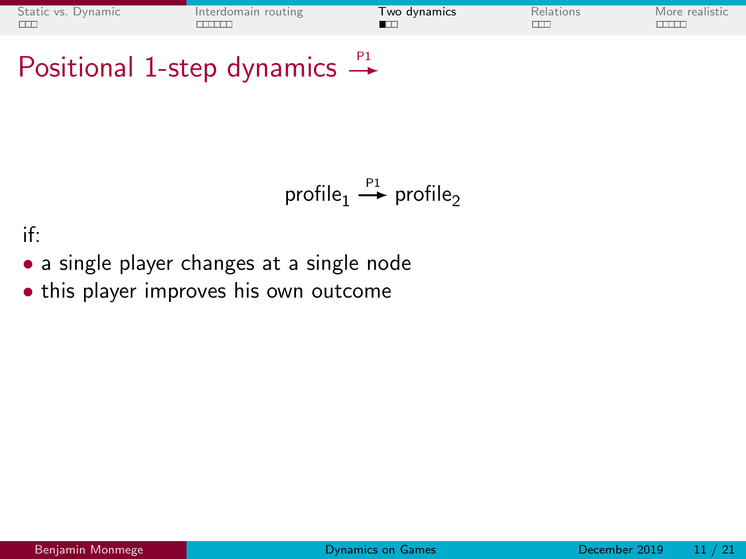# Positional 1-step dynamics $\xrightarrow{\text{P1}}$

$$\text{profile}_1 \xrightarrow{\text{P1}} \text{profile}_2$$

if:

- a single player changes at a single node
- this player improves his own outcome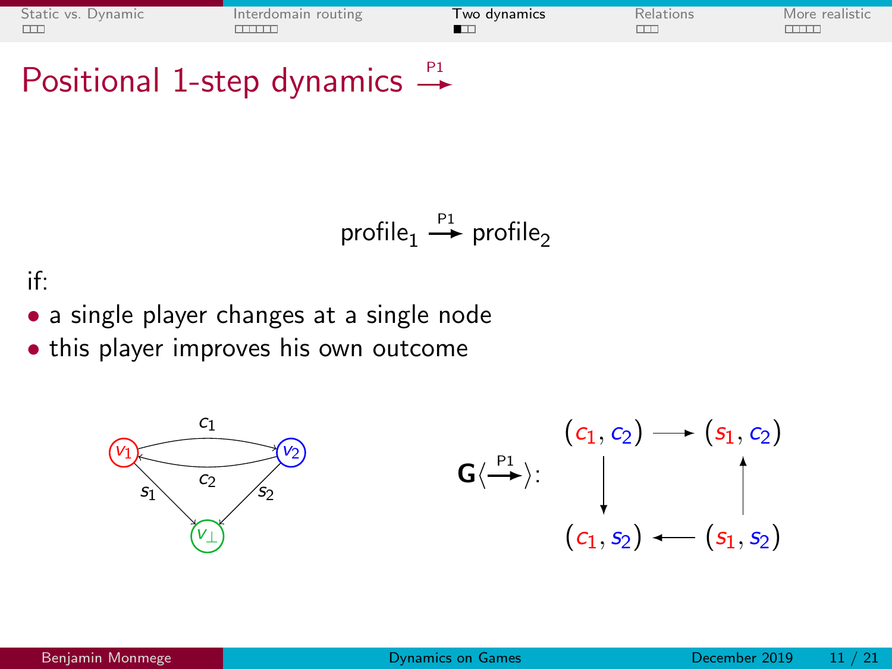# Positional 1-step dynamics $\xrightarrow{P1}$

$$\text{profile}_1 \xrightarrow{P1} \text{profile}_2$$

if:

- a single player changes at a single node
- this player improves his own outcome

$\mathbf{G}\langle \xrightarrow{P1} \rangle$:

$(c_1, c_2) \longrightarrow (s_1, c_2)$

$(c_1, c_2) \downarrow (c_1, s_2)$

$(s_1, s_2) \longrightarrow (c_1, s_2)$

$(s_1, s_2) \uparrow (s_1, c_2)$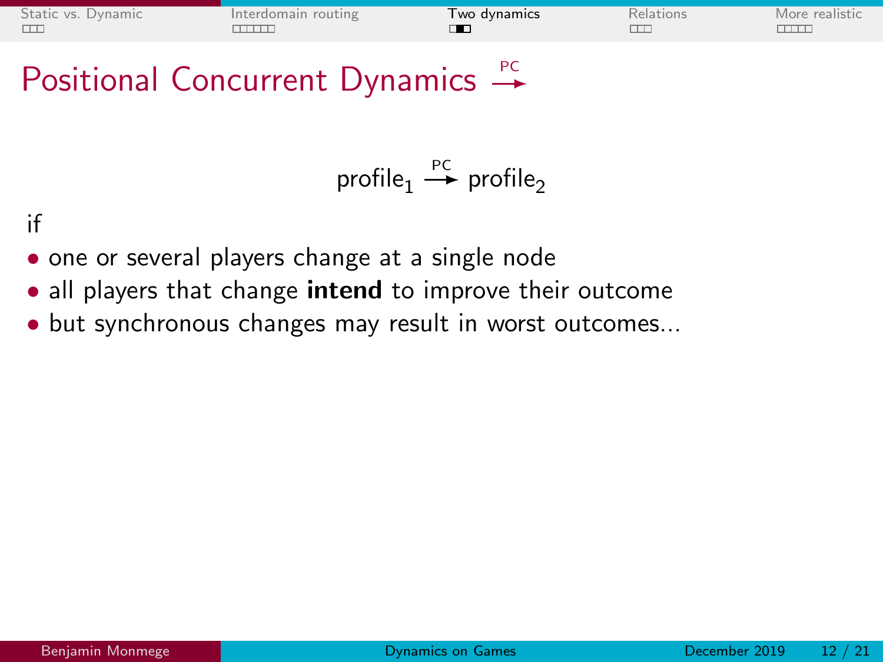# Positional Concurrent Dynamics $\xrightarrow{\text{PC}}$

$$\text{profile}_1 \xrightarrow{\text{PC}} \text{profile}_2$$

if

- one or several players change at a single node
- all players that change **intend** to improve their outcome
- but synchronous changes may result in worst outcomes...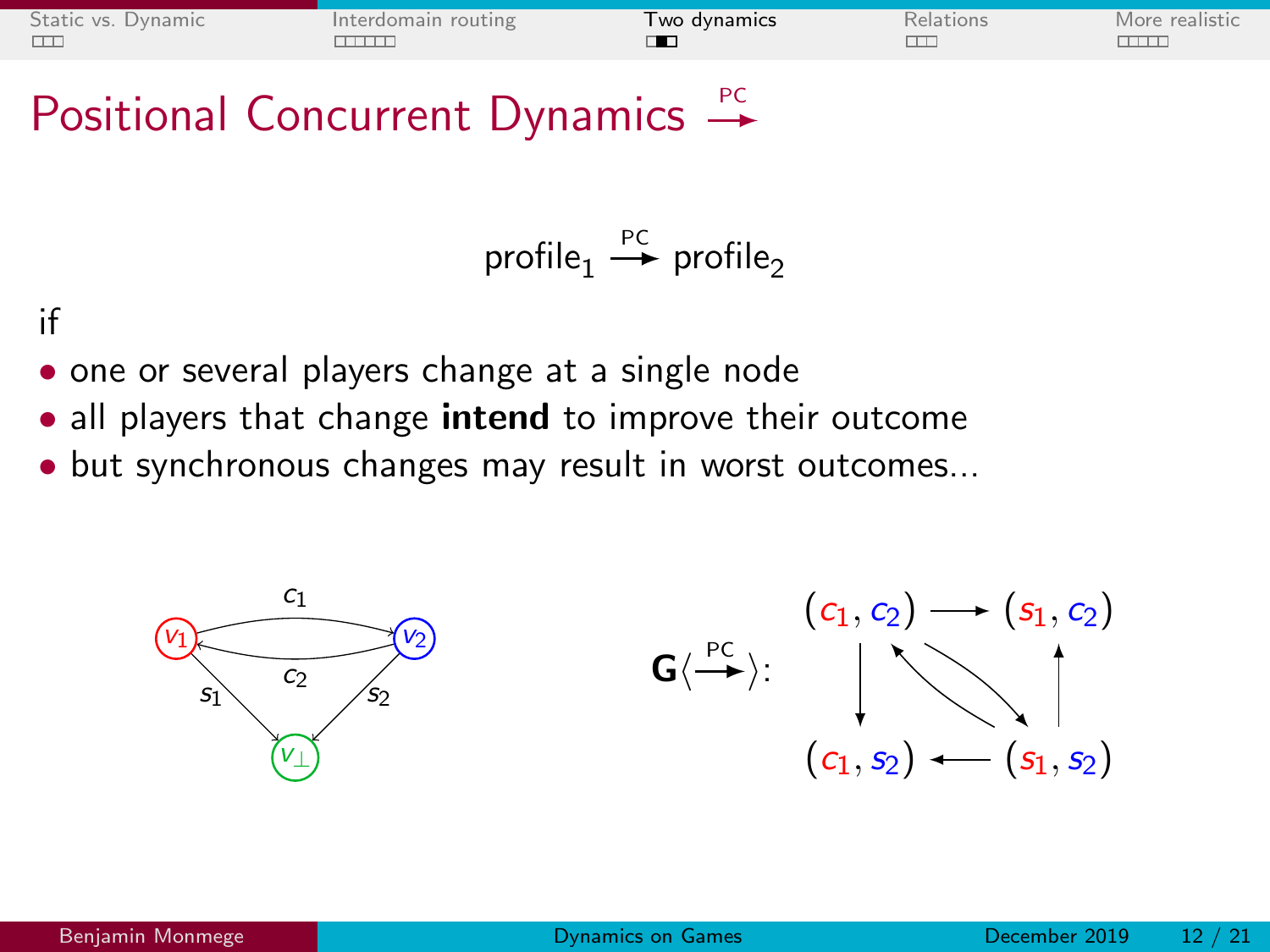# Positional Concurrent Dynamics $\xrightarrow{\text{PC}}$

$$\text{profile}_1 \xrightarrow{\text{PC}} \text{profile}_2$$

if

- one or several players change at a single node
- all players that change **intend** to improve their outcome
- but synchronous changes may result in worst outcomes...

$\mathbf{G}\langle\xrightarrow{\text{PC}}\rangle$:

$(c_1, c_2) \longrightarrow (s_1, c_2)$

$(c_1, s_2) \longleftarrow (s_1, s_2)$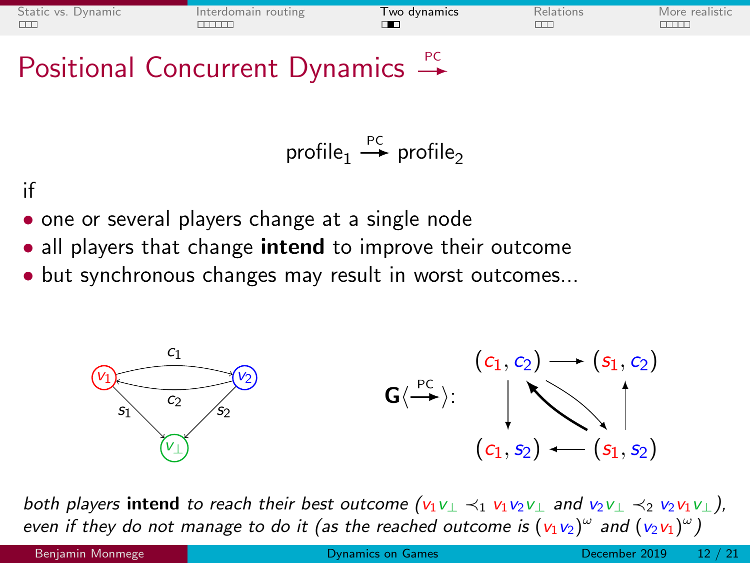# Positional Concurrent Dynamics $\xrightarrow{\text{PC}}$

$$\text{profile}_1 \xrightarrow{\text{PC}} \text{profile}_2$$

if

- one or several players change at a single node
- all players that change **intend** to improve their outcome
- but synchronous changes may result in worst outcomes...

$\mathbf{G}\langle \xrightarrow{\text{PC}} \rangle$:

*both players* **intend** *to reach their best outcome ($v_1 v_\perp \prec_1 v_1 v_2 v_\perp$ and $v_2 v_\perp \prec_2 v_2 v_1 v_\perp$), even if they do not manage to do it (as the reached outcome is $(v_1 v_2)^\omega$ and $(v_2 v_1)^\omega$)*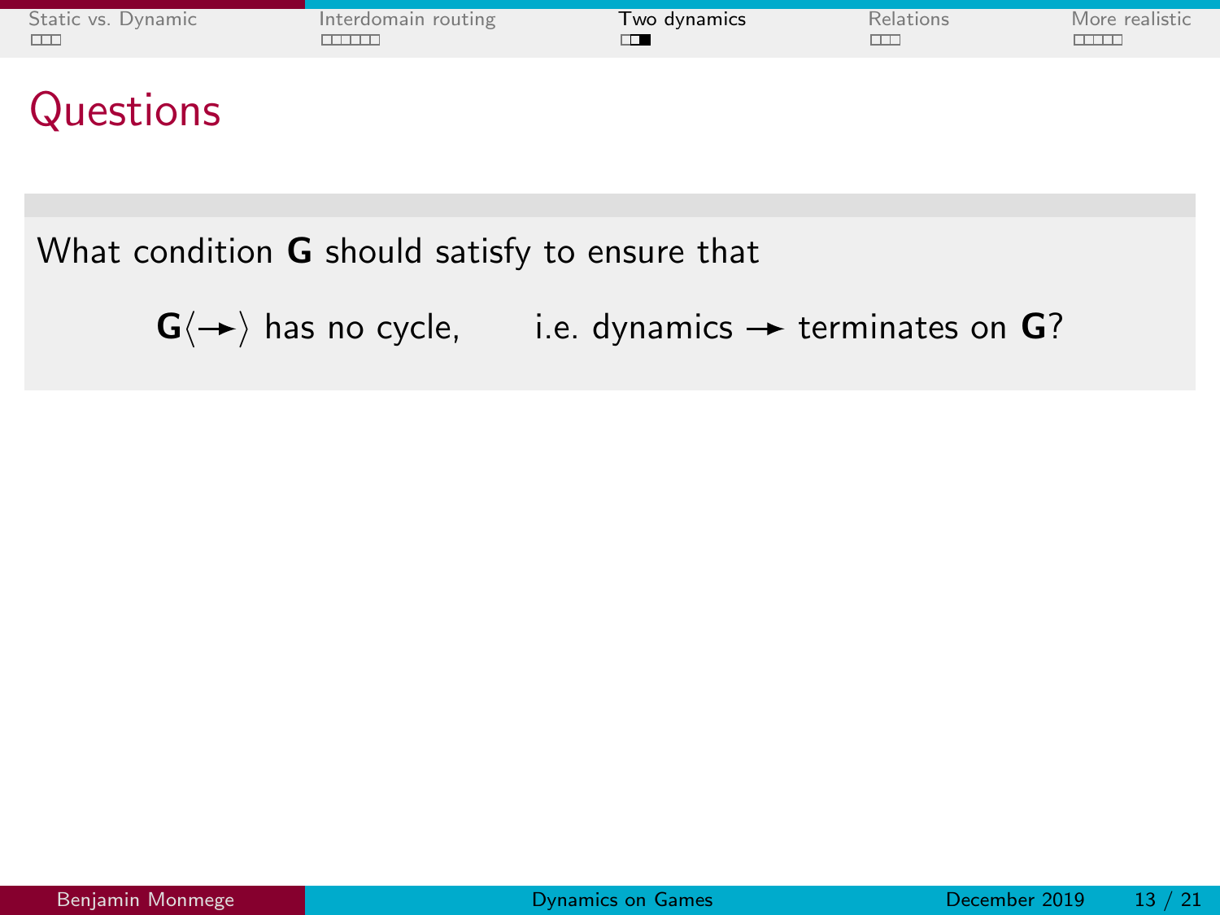# Questions

What condition $\mathbf{G}$ should satisfy to ensure that

$$\mathbf{G}\langle \rightarrow \rangle \text{ has no cycle,} \qquad \text{i.e. dynamics} \rightarrow \text{terminates on } \mathbf{G}?$$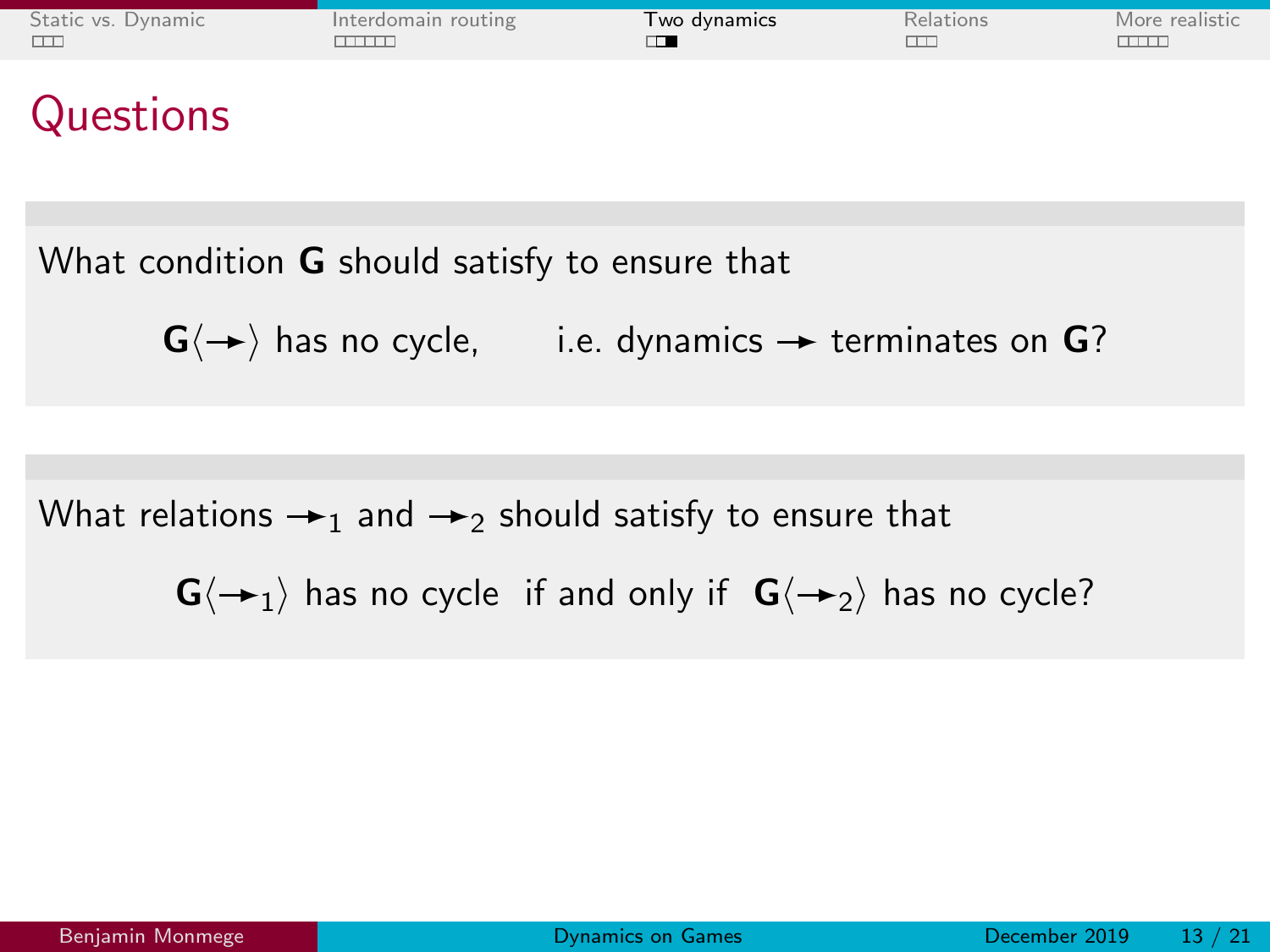# Questions

What condition **G** should satisfy to ensure that

$$\mathbf{G}\langle \rightarrowtail \rangle \text{ has no cycle,} \qquad \text{i.e. dynamics } \rightarrowtail \text{ terminates on } \mathbf{G}?$$

What relations $\rightarrowtail_1$ and $\rightarrowtail_2$ should satisfy to ensure that

$$\mathbf{G}\langle \rightarrowtail_1 \rangle \text{ has no cycle if and only if } \mathbf{G}\langle \rightarrowtail_2 \rangle \text{ has no cycle?}$$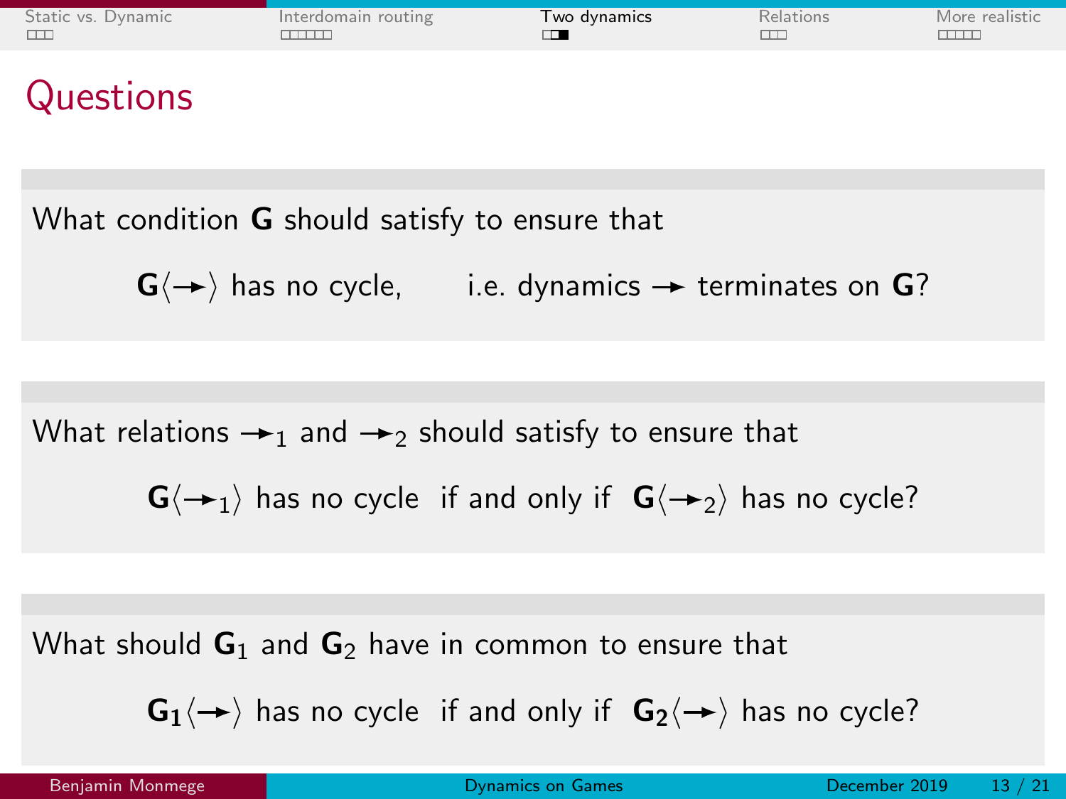# Questions

What condition $\mathbf{G}$ should satisfy to ensure that

$$\mathbf{G}\langle\rightarrow\rangle \text{ has no cycle,} \qquad \text{i.e. dynamics} \rightarrow \text{terminates on } \mathbf{G}?$$

What relations $\rightarrow_1$ and $\rightarrow_2$ should satisfy to ensure that

$$\mathbf{G}\langle\rightarrow_1\rangle \text{ has no cycle if and only if } \mathbf{G}\langle\rightarrow_2\rangle \text{ has no cycle?}$$

What should $\mathbf{G}_1$ and $\mathbf{G}_2$ have in common to ensure that

$$\mathbf{G_1}\langle\rightarrow\rangle \text{ has no cycle if and only if } \mathbf{G_2}\langle\rightarrow\rangle \text{ has no cycle?}$$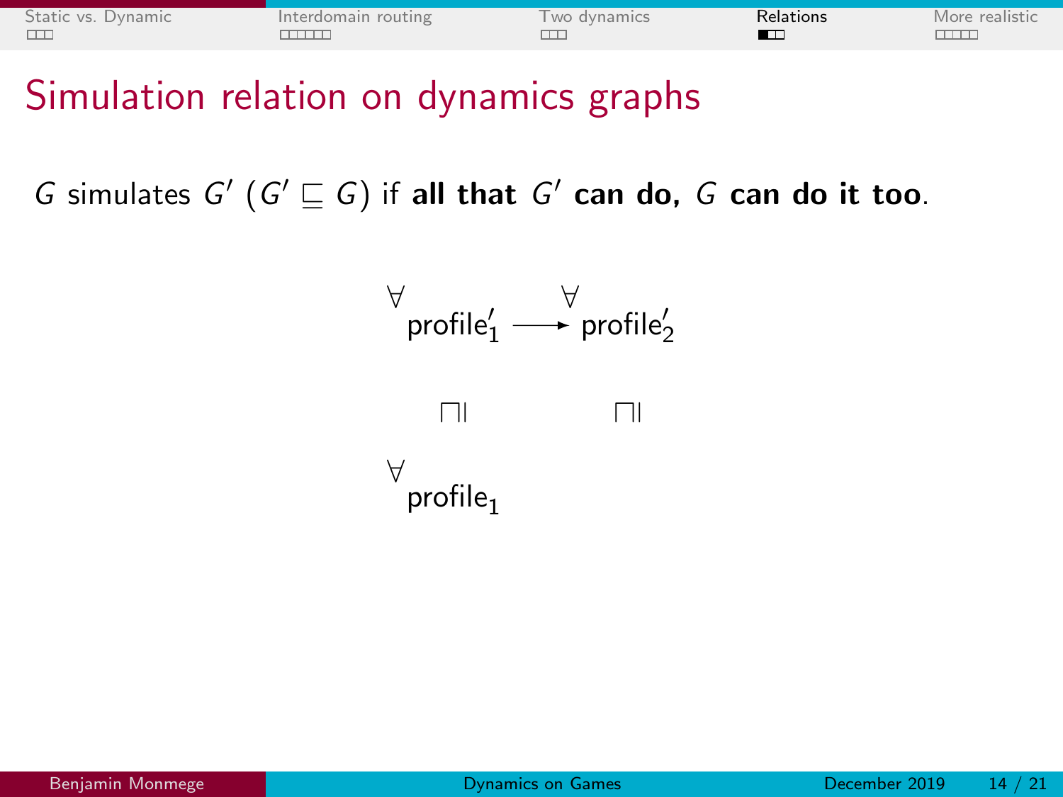# Simulation relation on dynamics graphs

$G$ simulates $G'$ ($G' \sqsubseteq G$) if **all that $G'$ can do, $G$ can do it too**.

$$
\begin{array}{ccc}
\forall\,\text{profile}'_1 & \longrightarrow & \forall\,\text{profile}'_2 \\
\sqcap\!\mid & & \sqcap\!\mid \\
\forall\,\text{profile}_1 & &
\end{array}
$$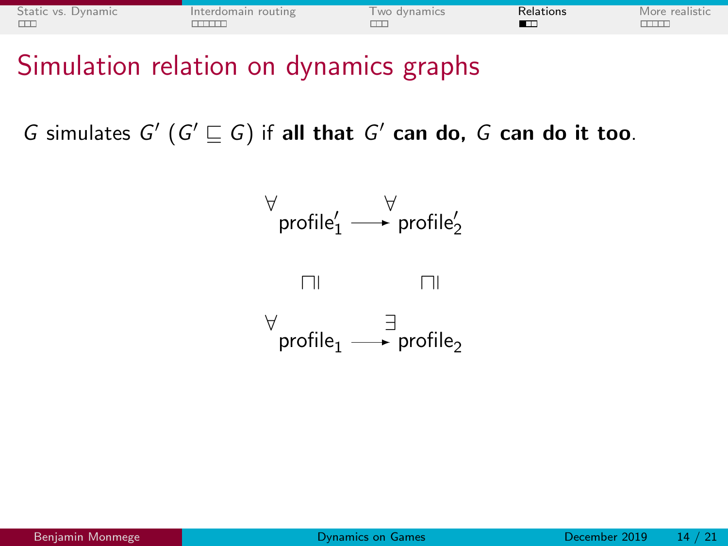# Simulation relation on dynamics graphs

$G$ simulates $G'$ ($G' \sqsubseteq G$) if **all that $G'$ can do, $G$ can do it too**.

$$
\begin{array}{ccc}
\overset{\forall}{\text{profile}'_1} & \longrightarrow & \overset{\forall}{\text{profile}'_2} \\
\sqcap\!\!| & & \sqcap\!\!| \\
\overset{\forall}{\text{profile}_1} & \longrightarrow & \overset{\exists}{\text{profile}_2}
\end{array}
$$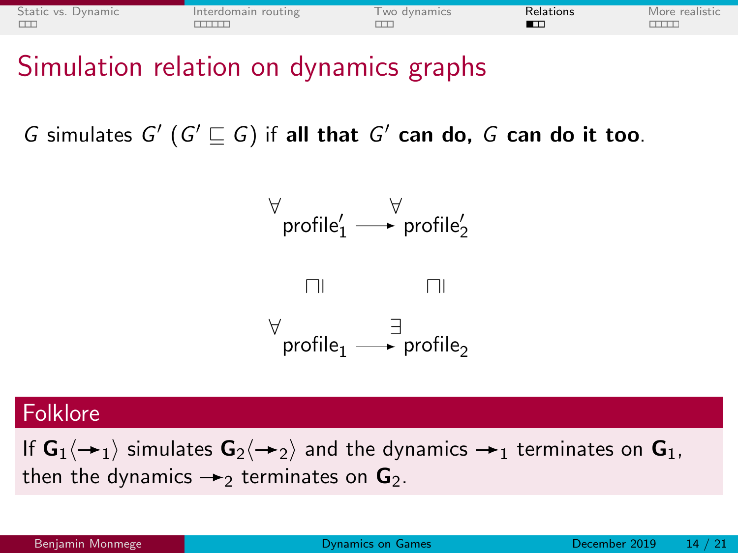# Simulation relation on dynamics graphs

$G$ simulates $G'$ ($G' \sqsubseteq G$) if **all that $G'$ can do, $G$ can do it too**.

$$
\begin{array}{ccc}
{}^{\forall}\text{profile}'_1 & \longrightarrow & {}^{\forall}\text{profile}'_2 \\
\sqcap\!\! | & & \sqcap\!\! | \\
{}^{\forall}\text{profile}_1 & \longrightarrow & {}^{\exists}\text{profile}_2
\end{array}
$$

## Folklore

If $\mathbf{G}_1\langle \twoheadrightarrow_1 \rangle$ simulates $\mathbf{G}_2\langle \twoheadrightarrow_2 \rangle$ and the dynamics $\twoheadrightarrow_1$ terminates on $\mathbf{G}_1$, then the dynamics $\twoheadrightarrow_2$ terminates on $\mathbf{G}_2$.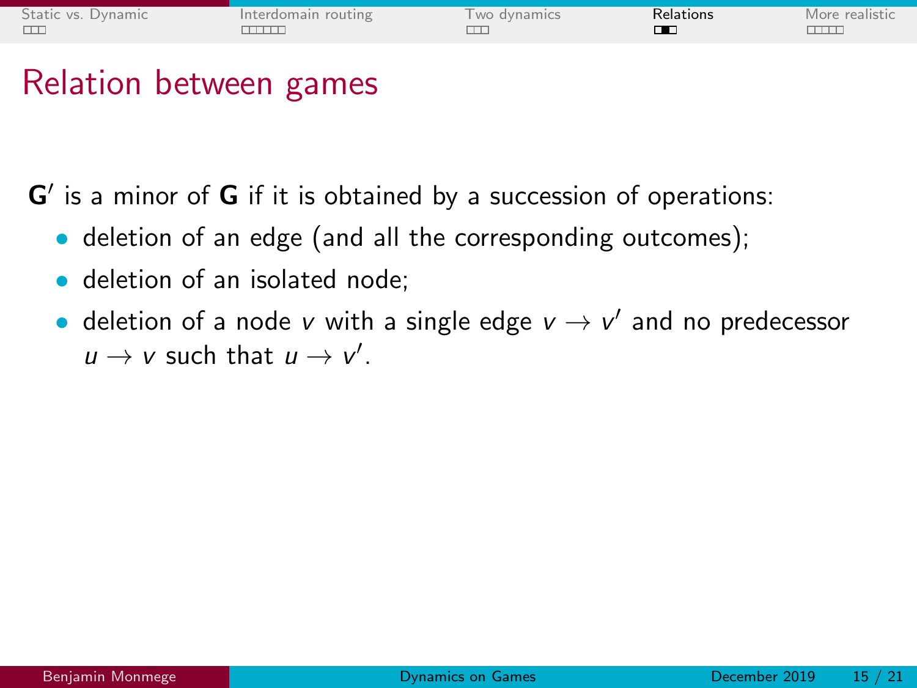# Relation between games

$\mathbf{G}'$ is a minor of $\mathbf{G}$ if it is obtained by a succession of operations:

- deletion of an edge (and all the corresponding outcomes);
- deletion of an isolated node;
- deletion of a node $v$ with a single edge $v \to v'$ and no predecessor $u \to v$ such that $u \to v'$.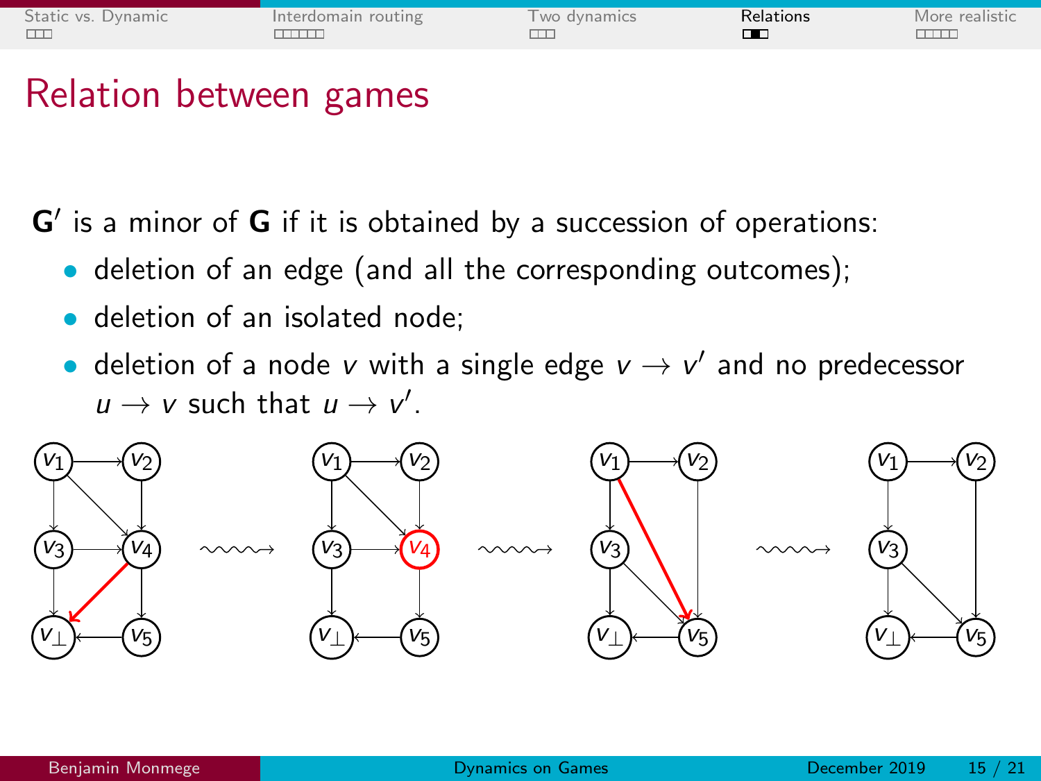# Relation between games

$\mathbf{G}'$ is a minor of $\mathbf{G}$ if it is obtained by a succession of operations:

- deletion of an edge (and all the corresponding outcomes);
- deletion of an isolated node;
- deletion of a node $v$ with a single edge $v \to v'$ and no predecessor $u \to v$ such that $u \to v'$.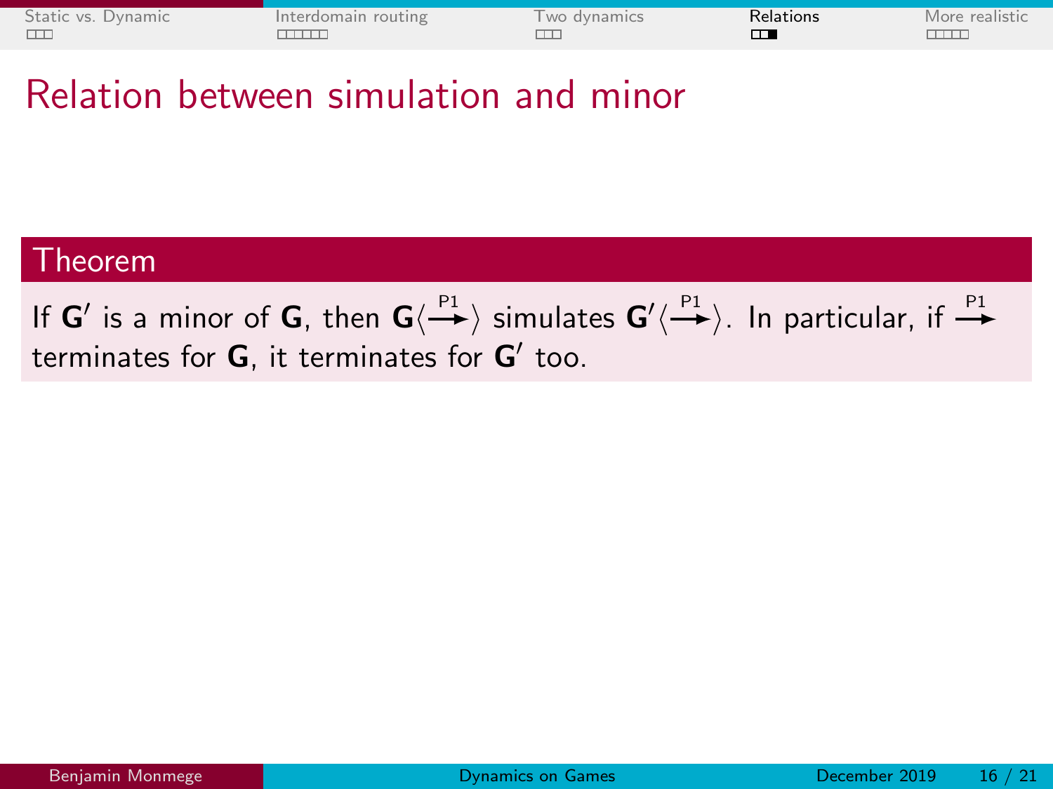# Relation between simulation and minor

**Theorem**

If $\mathbf{G}'$ is a minor of $\mathbf{G}$, then $\mathbf{G}\langle \xrightarrow{\text{P1}} \rangle$ simulates $\mathbf{G}'\langle \xrightarrow{\text{P1}} \rangle$. In particular, if $\xrightarrow{\text{P1}}$ terminates for $\mathbf{G}$, it terminates for $\mathbf{G}'$ too.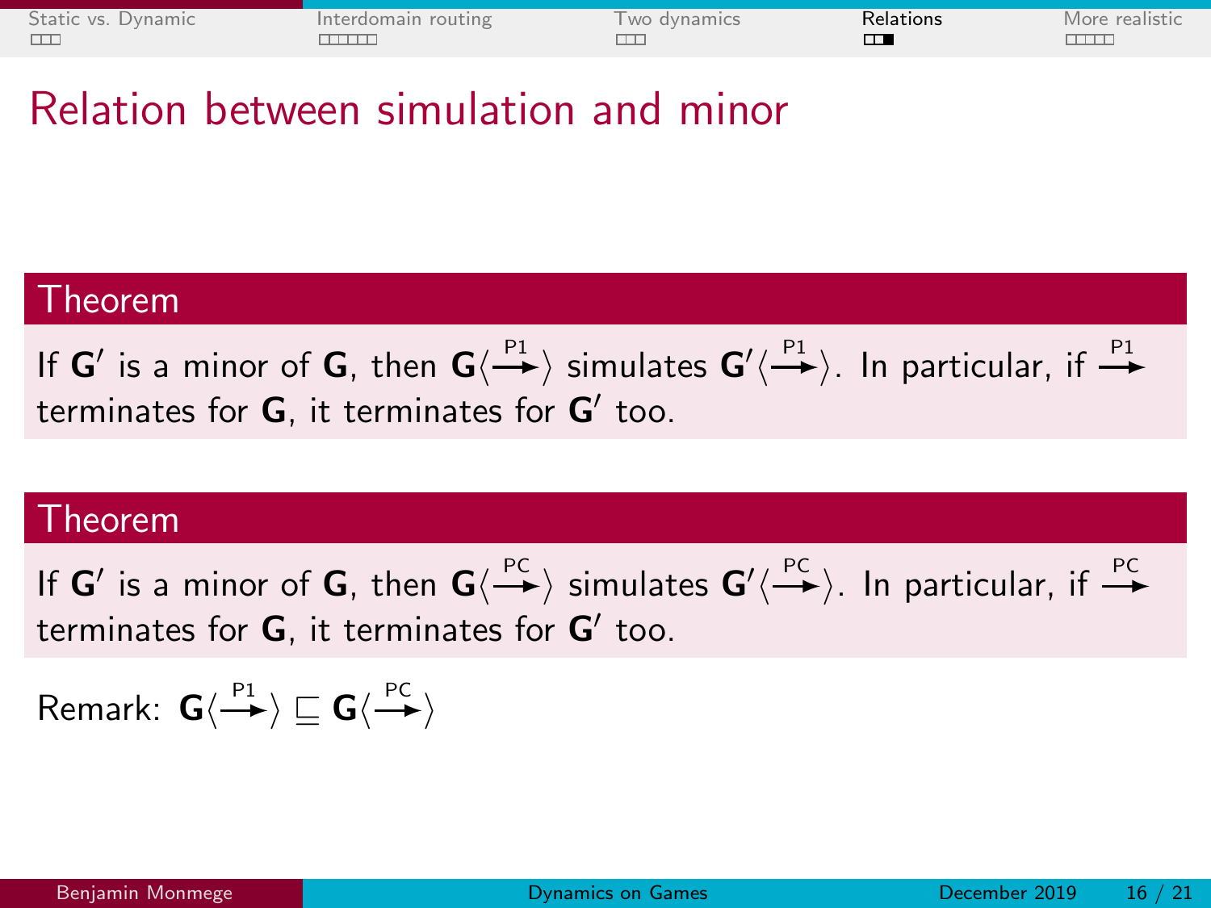# Relation between simulation and minor

**Theorem**

If $\mathbf{G}'$ is a minor of $\mathbf{G}$, then $\mathbf{G}\langle \xrightarrow{\text{P1}} \rangle$ simulates $\mathbf{G}'\langle \xrightarrow{\text{P1}} \rangle$. In particular, if $\xrightarrow{\text{P1}}$ terminates for $\mathbf{G}$, it terminates for $\mathbf{G}'$ too.

**Theorem**

If $\mathbf{G}'$ is a minor of $\mathbf{G}$, then $\mathbf{G}\langle \xrightarrow{\text{PC}} \rangle$ simulates $\mathbf{G}'\langle \xrightarrow{\text{PC}} \rangle$. In particular, if $\xrightarrow{\text{PC}}$ terminates for $\mathbf{G}$, it terminates for $\mathbf{G}'$ too.

Remark: $\mathbf{G}\langle \xrightarrow{\text{P1}} \rangle \sqsubseteq \mathbf{G}\langle \xrightarrow{\text{PC}} \rangle$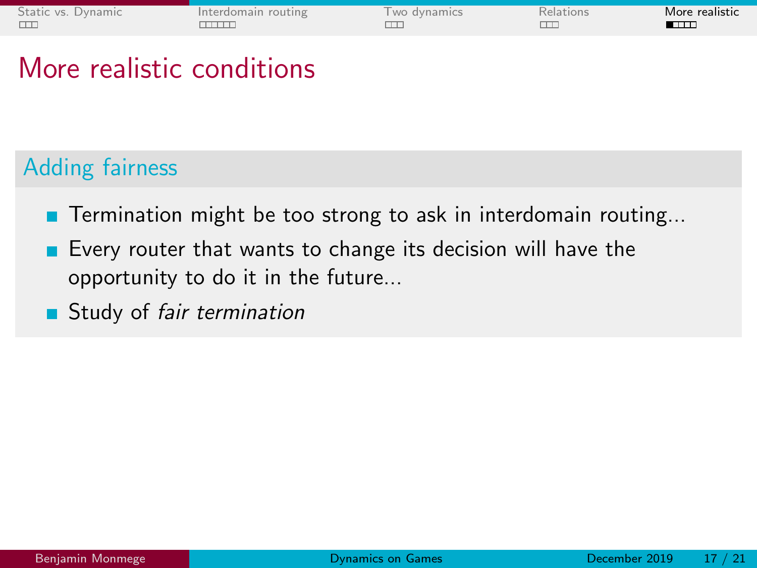# More realistic conditions

## Adding fairness

- Termination might be too strong to ask in interdomain routing...
- Every router that wants to change its decision will have the opportunity to do it in the future...
- Study of *fair termination*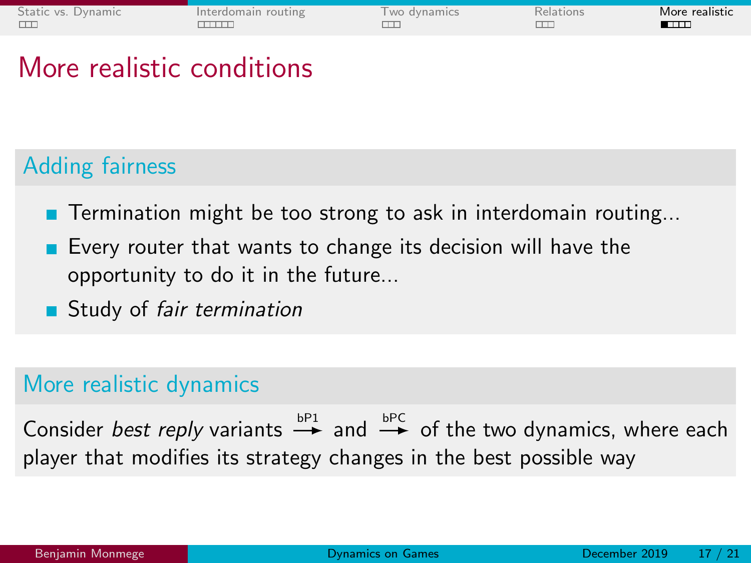# More realistic conditions

## Adding fairness

- Termination might be too strong to ask in interdomain routing...
- Every router that wants to change its decision will have the opportunity to do it in the future...
- Study of *fair termination*

## More realistic dynamics

Consider *best reply* variants $\xrightarrow{\text{bP1}}$ and $\xrightarrow{\text{bPC}}$ of the two dynamics, where each player that modifies its strategy changes in the best possible way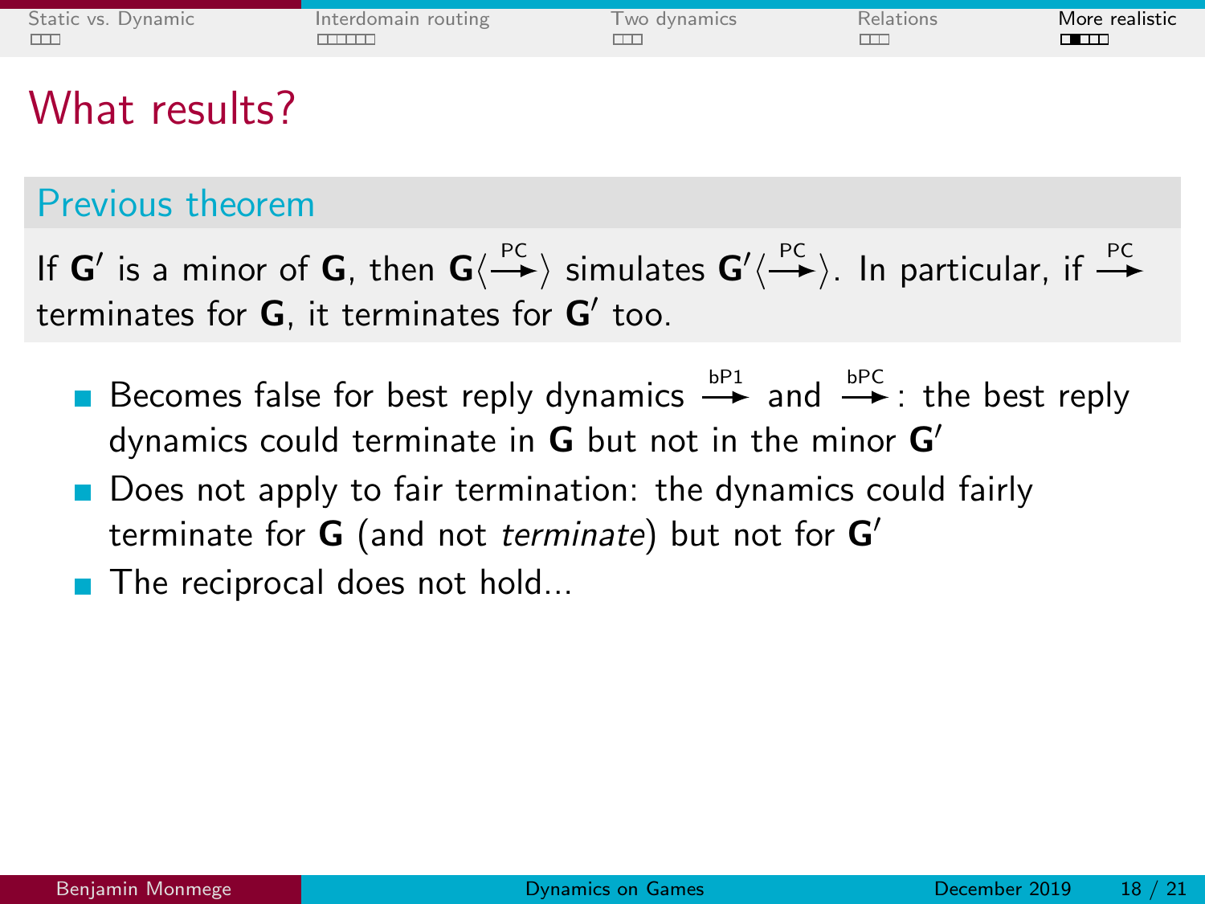# What results?

## Previous theorem

If $\mathbf{G}'$ is a minor of $\mathbf{G}$, then $\mathbf{G}\langle \xrightarrow{\text{PC}} \rangle$ simulates $\mathbf{G}'\langle \xrightarrow{\text{PC}} \rangle$. In particular, if $\xrightarrow{\text{PC}}$ terminates for $\mathbf{G}$, it terminates for $\mathbf{G}'$ too.

- Becomes false for best reply dynamics $\xrightarrow{\text{bP1}}$ and $\xrightarrow{\text{bPC}}$: the best reply dynamics could terminate in $\mathbf{G}$ but not in the minor $\mathbf{G}'$
- Does not apply to fair termination: the dynamics could fairly terminate for $\mathbf{G}$ (and not *terminate*) but not for $\mathbf{G}'$
- The reciprocal does not hold...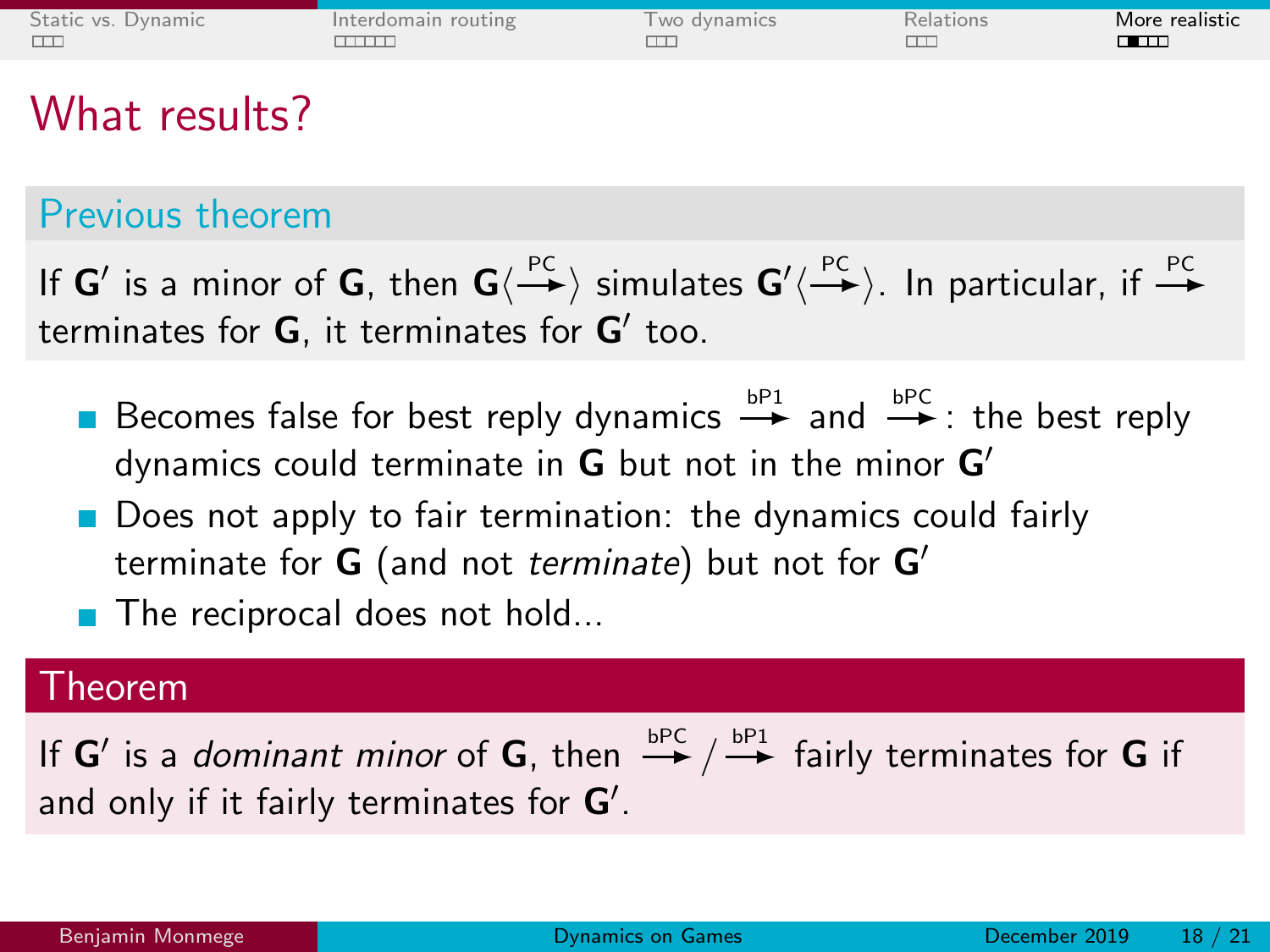# What results?

### Previous theorem

If $\mathbf{G}'$ is a minor of $\mathbf{G}$, then $\mathbf{G}\langle \xrightarrow{\text{PC}} \rangle$ simulates $\mathbf{G}'\langle \xrightarrow{\text{PC}} \rangle$. In particular, if $\xrightarrow{\text{PC}}$ terminates for $\mathbf{G}$, it terminates for $\mathbf{G}'$ too.

- Becomes false for best reply dynamics $\xrightarrow{\text{bP1}}$ and $\xrightarrow{\text{bPC}}$: the best reply dynamics could terminate in $\mathbf{G}$ but not in the minor $\mathbf{G}'$
- Does not apply to fair termination: the dynamics could fairly terminate for $\mathbf{G}$ (and not *terminate*) but not for $\mathbf{G}'$
- The reciprocal does not hold...

### Theorem

If $\mathbf{G}'$ is a *dominant minor* of $\mathbf{G}$, then $\xrightarrow{\text{bPC}} / \xrightarrow{\text{bP1}}$ fairly terminates for $\mathbf{G}$ if and only if it fairly terminates for $\mathbf{G}'$.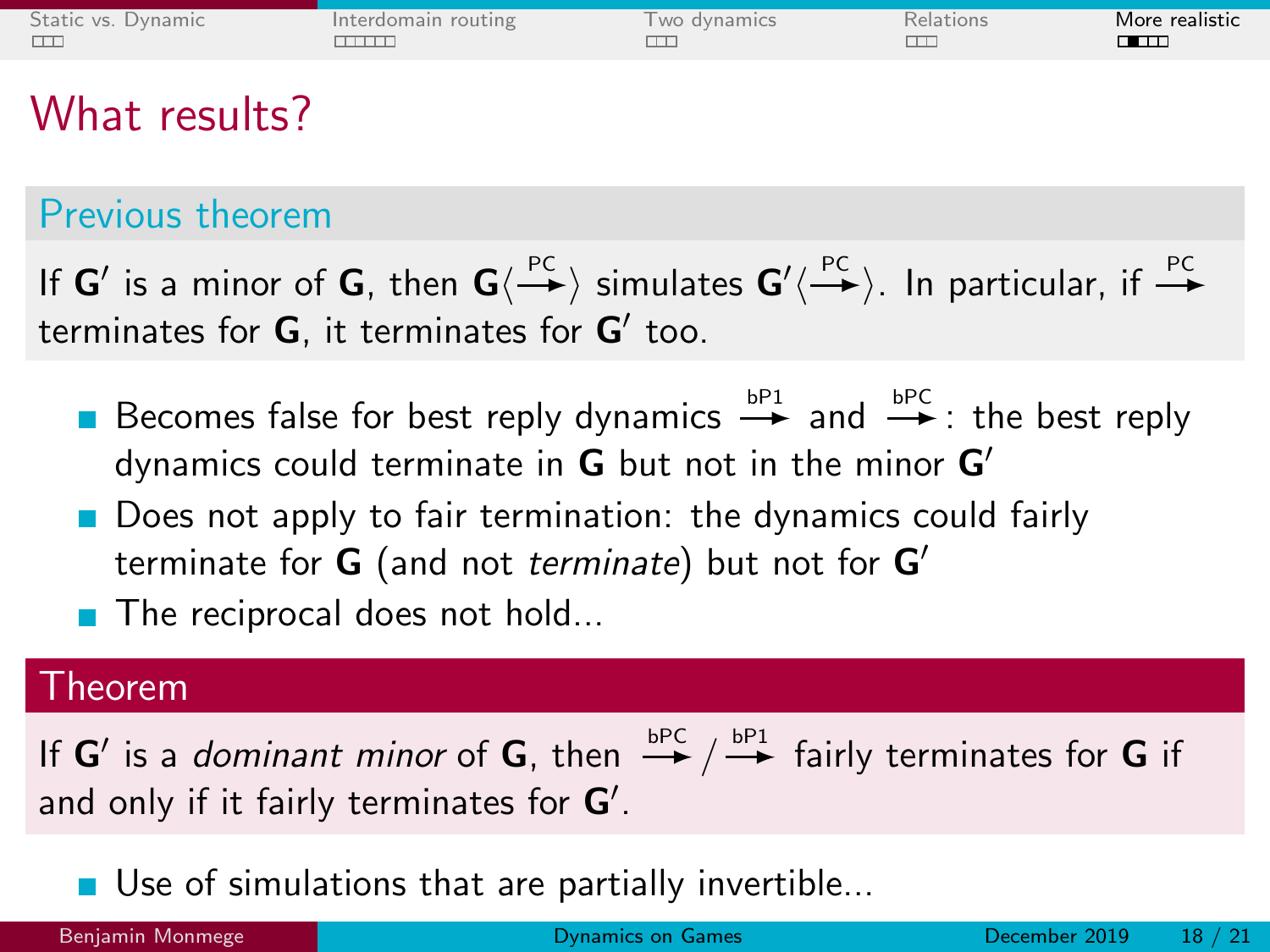# What results?

### Previous theorem

If $\mathbf{G}'$ is a minor of $\mathbf{G}$, then $\mathbf{G}\langle \xrightarrow{\text{PC}} \rangle$ simulates $\mathbf{G}'\langle \xrightarrow{\text{PC}} \rangle$. In particular, if $\xrightarrow{\text{PC}}$ terminates for $\mathbf{G}$, it terminates for $\mathbf{G}'$ too.

- Becomes false for best reply dynamics $\xrightarrow{\text{bP1}}$ and $\xrightarrow{\text{bPC}}$: the best reply dynamics could terminate in $\mathbf{G}$ but not in the minor $\mathbf{G}'$
- Does not apply to fair termination: the dynamics could fairly terminate for $\mathbf{G}$ (and not *terminate*) but not for $\mathbf{G}'$
- The reciprocal does not hold...

### Theorem

If $\mathbf{G}'$ is a *dominant minor* of $\mathbf{G}$, then $\xrightarrow{\text{bPC}} / \xrightarrow{\text{bP1}}$ fairly terminates for $\mathbf{G}$ if and only if it fairly terminates for $\mathbf{G}'$.

- Use of simulations that are partially invertible...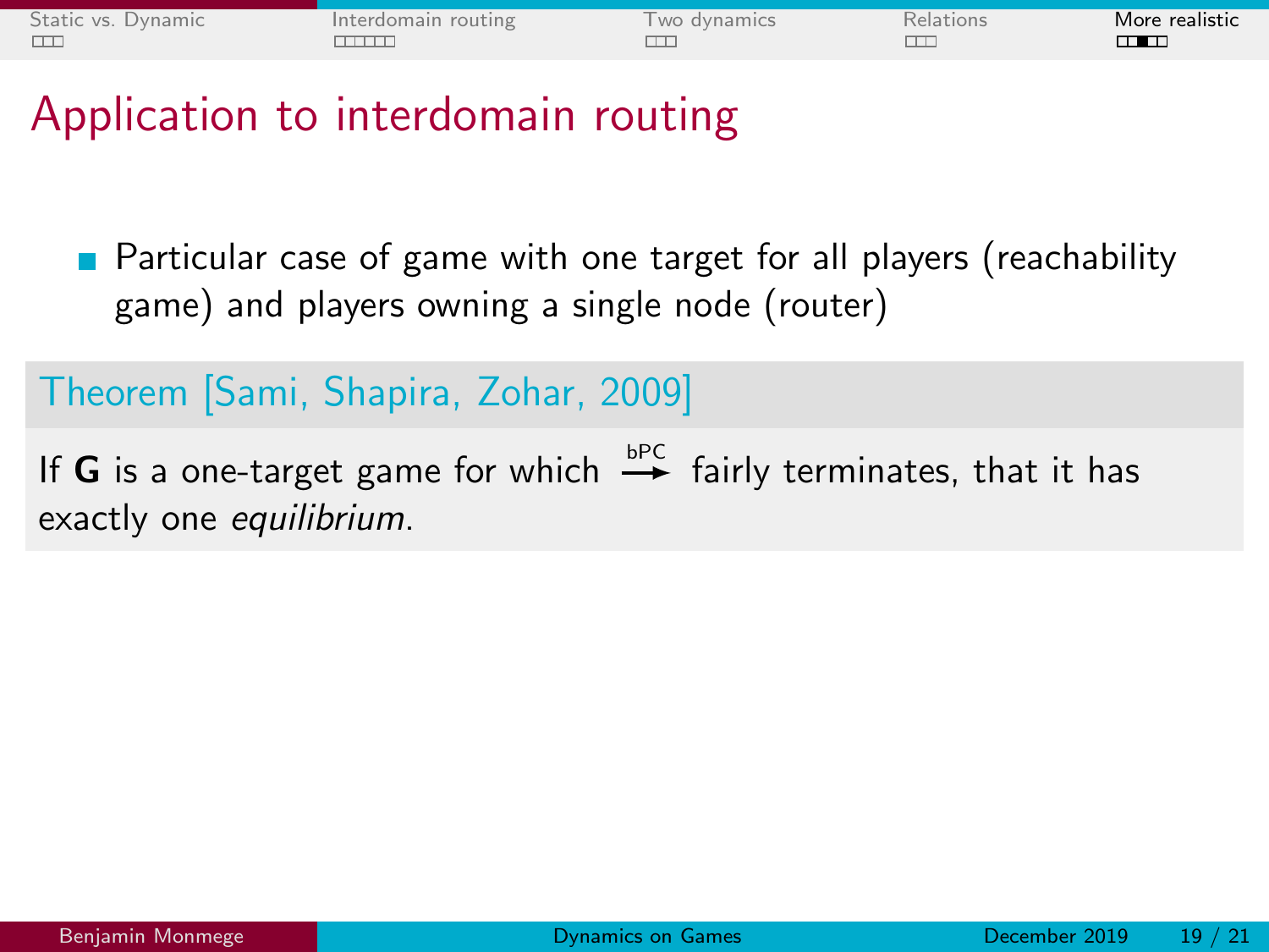# Application to interdomain routing

- Particular case of game with one target for all players (reachability game) and players owning a single node (router)

**Theorem [Sami, Shapira, Zohar, 2009]**

If $\mathbf{G}$ is a one-target game for which $\xrightarrow{\text{bPC}}$ fairly terminates, that it has exactly one *equilibrium*.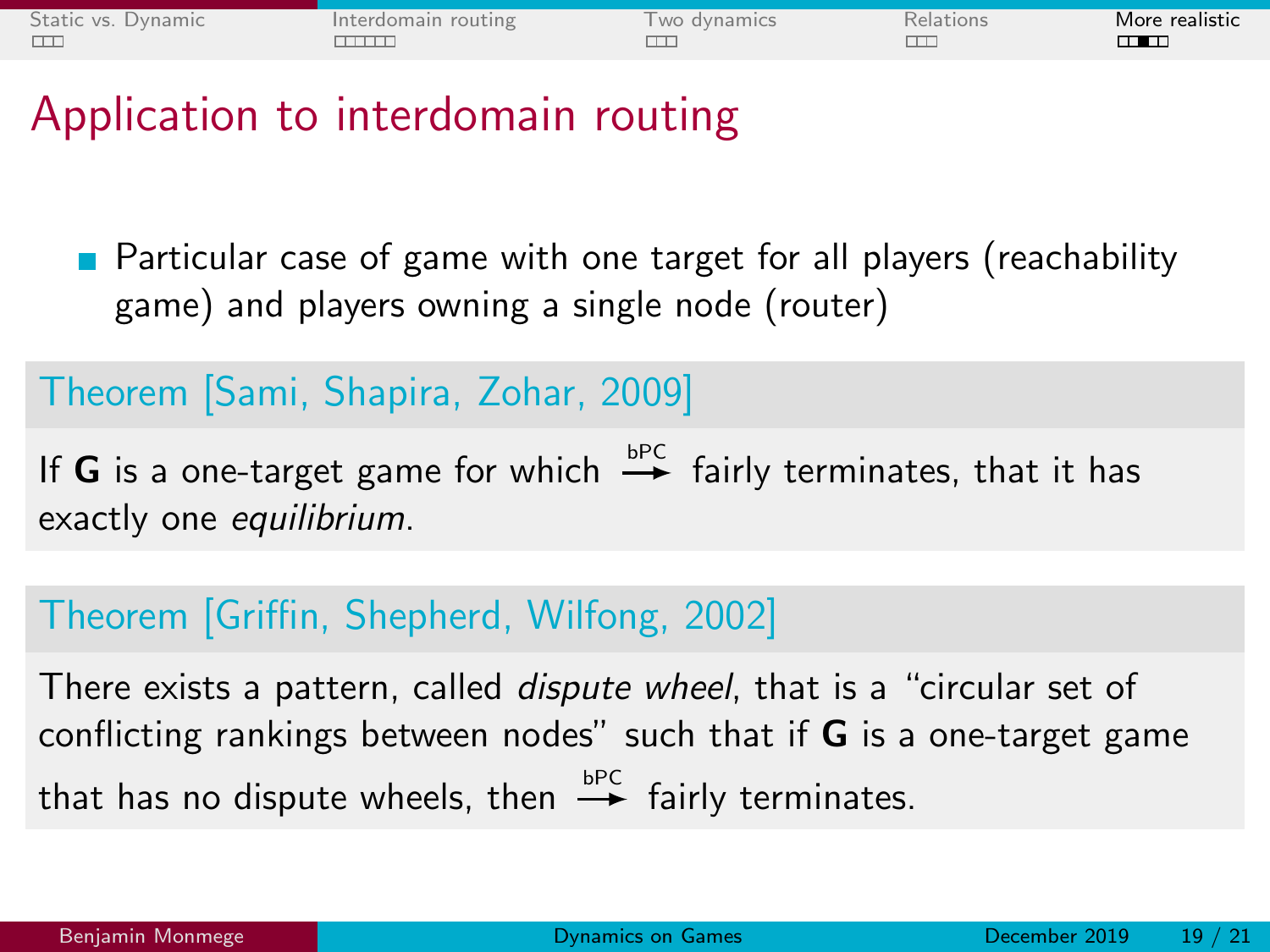# Application to interdomain routing

- Particular case of game with one target for all players (reachability game) and players owning a single node (router)

**Theorem [Sami, Shapira, Zohar, 2009]**

If **G** is a one-target game for which $\xrightarrow{\text{bPC}}$ fairly terminates, that it has exactly one *equilibrium*.

**Theorem [Griffin, Shepherd, Wilfong, 2002]**

There exists a pattern, called *dispute wheel*, that is a "circular set of conflicting rankings between nodes" such that if **G** is a one-target game that has no dispute wheels, then $\xrightarrow{\text{bPC}}$ fairly terminates.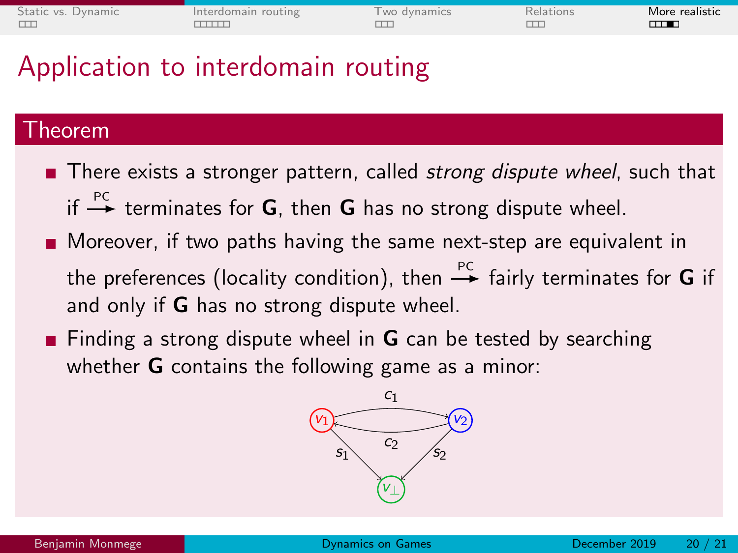# Application to interdomain routing

## Theorem

- There exists a stronger pattern, called *strong dispute wheel*, such that if $\xrightarrow{\text{PC}}$ terminates for $\mathbf{G}$, then $\mathbf{G}$ has no strong dispute wheel.
- Moreover, if two paths having the same next-step are equivalent in the preferences (locality condition), then $\xrightarrow{\text{PC}}$ fairly terminates for $\mathbf{G}$ if and only if $\mathbf{G}$ has no strong dispute wheel.
- Finding a strong dispute wheel in $\mathbf{G}$ can be tested by searching whether $\mathbf{G}$ contains the following game as a minor: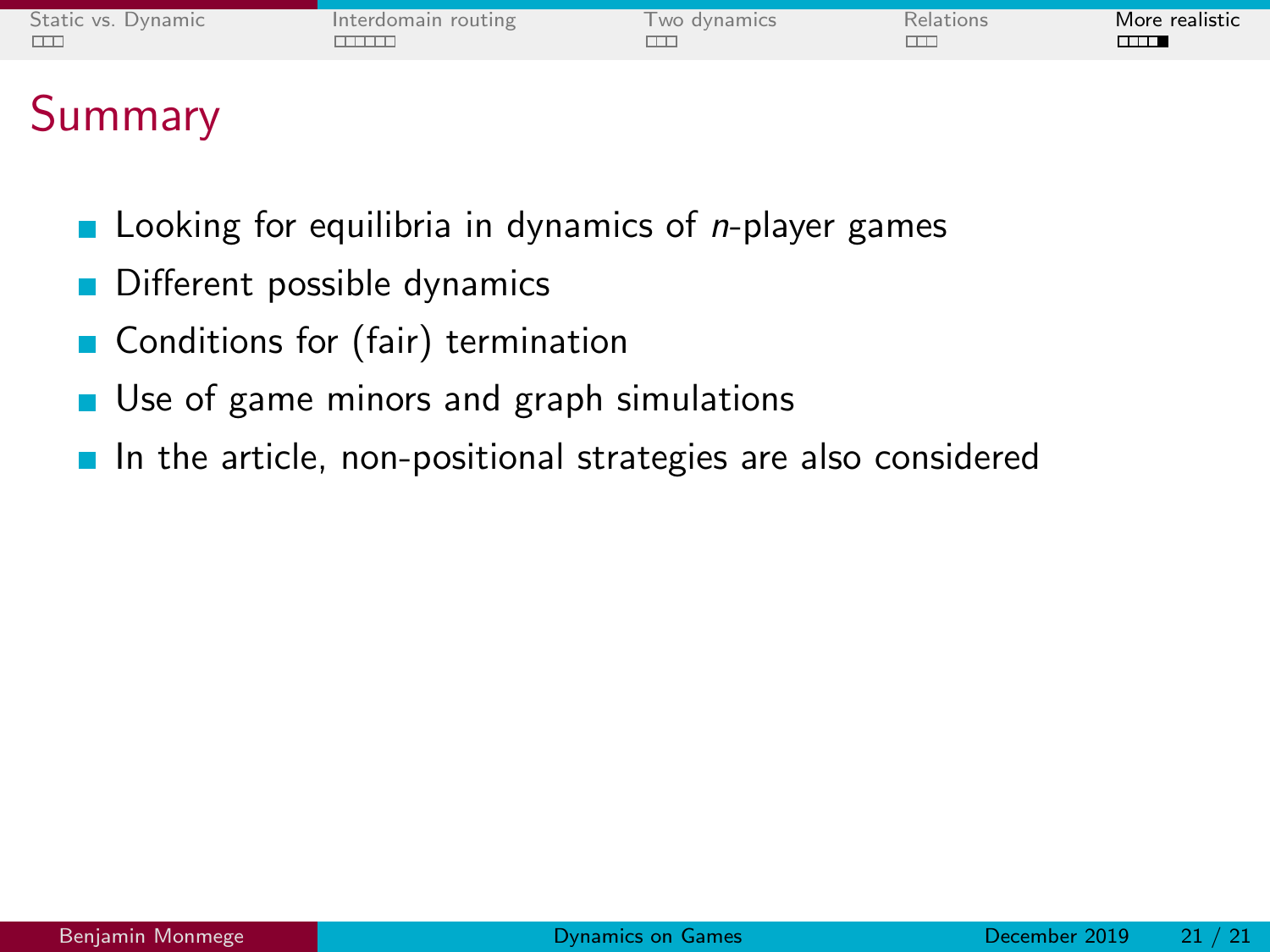# Summary

- Looking for equilibria in dynamics of *n*-player games
- Different possible dynamics
- Conditions for (fair) termination
- Use of game minors and graph simulations
- In the article, non-positional strategies are also considered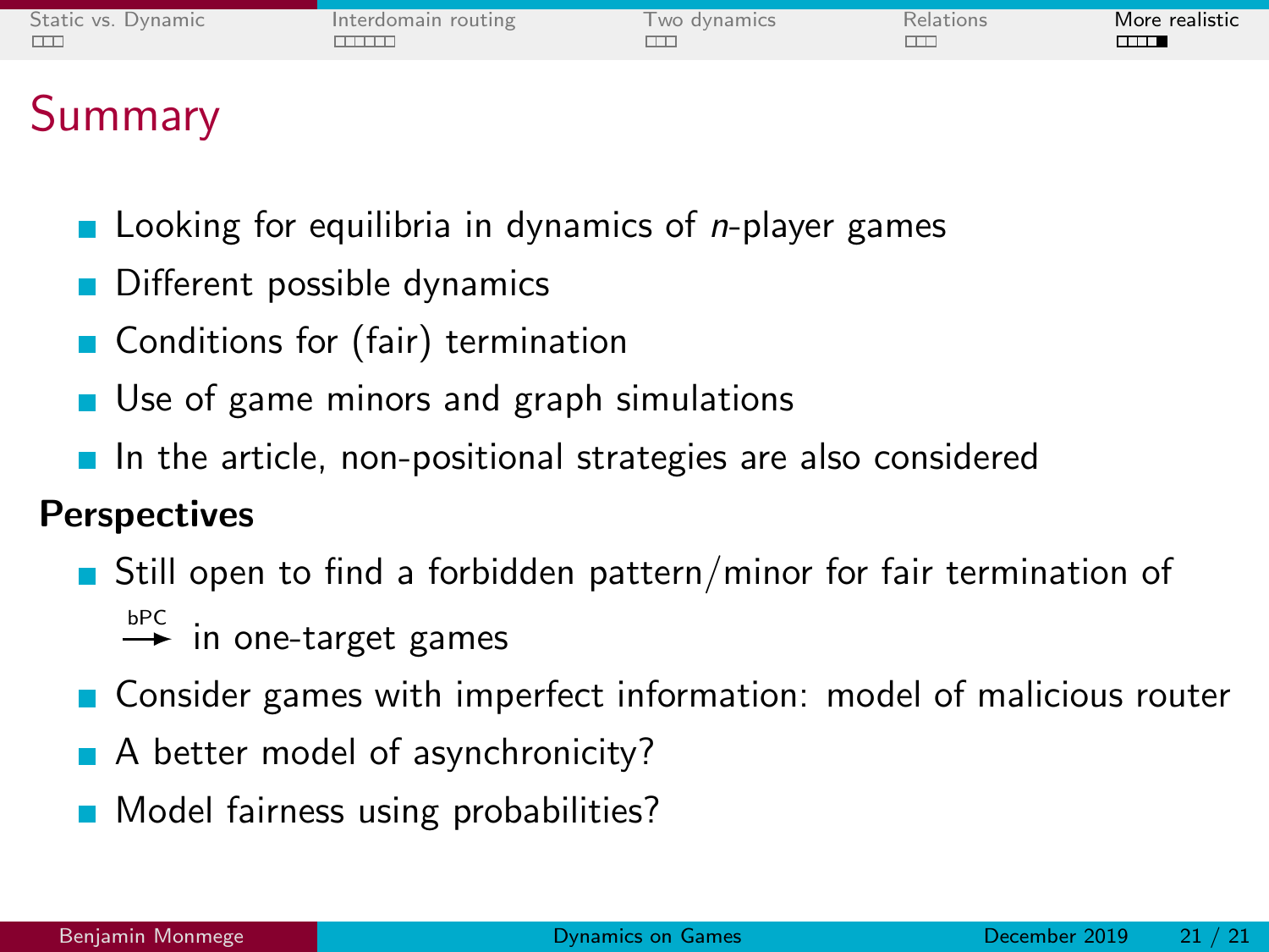# Summary

- Looking for equilibria in dynamics of $n$-player games
- Different possible dynamics
- Conditions for (fair) termination
- Use of game minors and graph simulations
- In the article, non-positional strategies are also considered

**Perspectives**

- Still open to find a forbidden pattern/minor for fair termination of $\xrightarrow{\text{bPC}}$ in one-target games
- Consider games with imperfect information: model of malicious router
- A better model of asynchronicity?
- Model fairness using probabilities?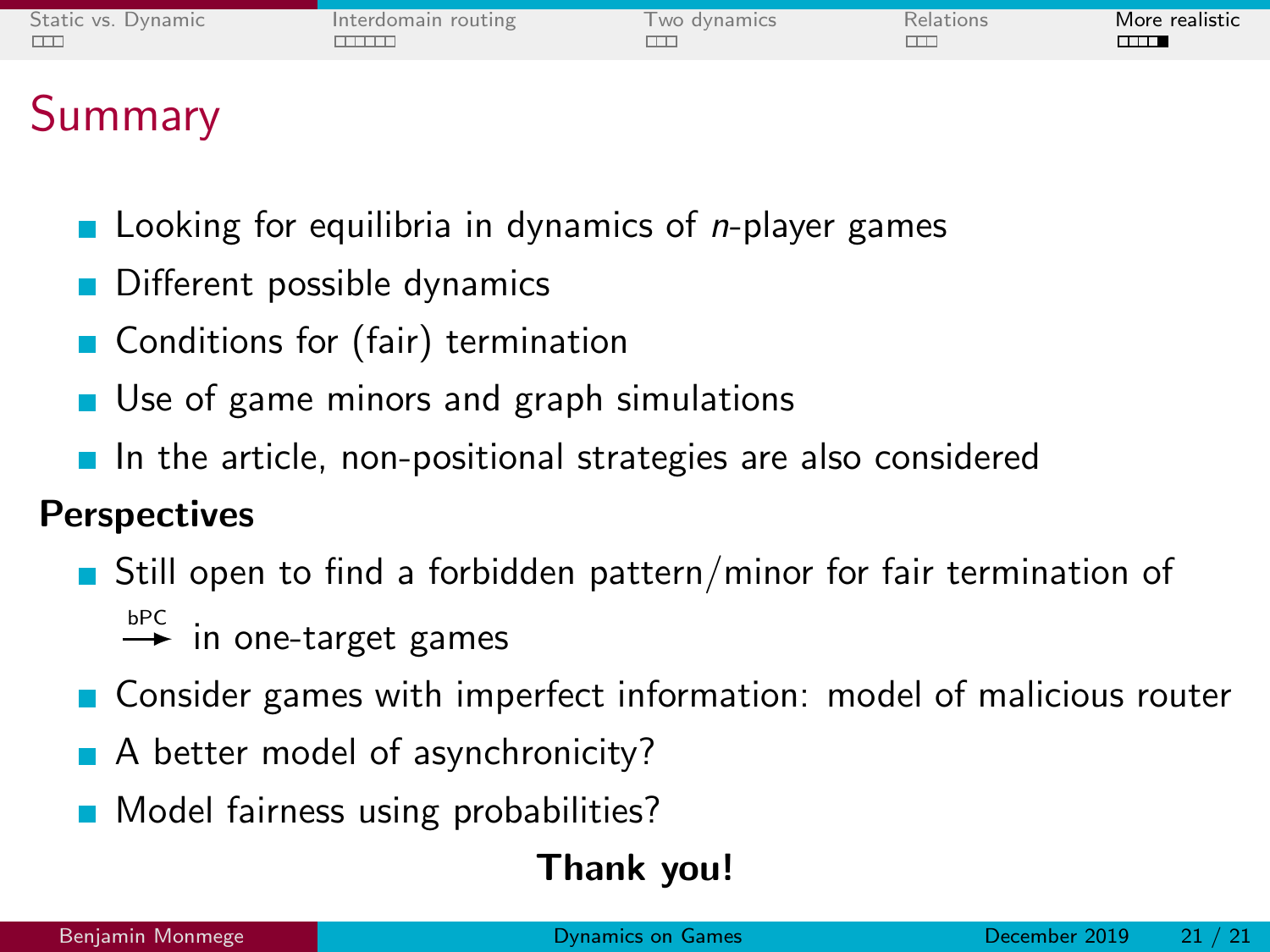# Summary

- Looking for equilibria in dynamics of $n$-player games
- Different possible dynamics
- Conditions for (fair) termination
- Use of game minors and graph simulations
- In the article, non-positional strategies are also considered

**Perspectives**

- Still open to find a forbidden pattern/minor for fair termination of $\xrightarrow{\text{bPC}}$ in one-target games
- Consider games with imperfect information: model of malicious router
- A better model of asynchronicity?
- Model fairness using probabilities?

**Thank you!**